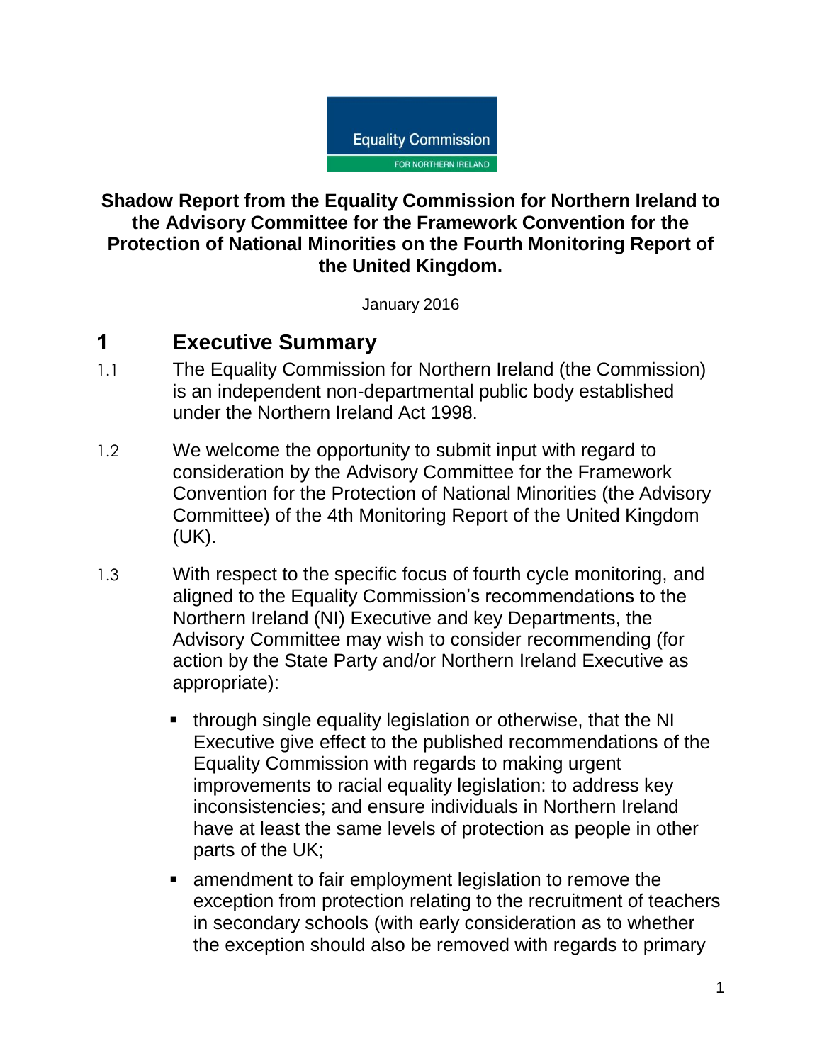Equality Commission FOR NORTHERN IRELAND

**Shadow Report from the Equality Commission for Northern Ireland to the Advisory Committee for the Framework Convention for the Protection of National Minorities on the Fourth Monitoring Report of the United Kingdom.**

January 2016

# 1 Executive Summary

1.1 The Equality Commission for Northern Ireland (the Commission) is an independent non-departmental public body established under the Northern Ireland Act 1998.

1.2 We welcome the opportunity to submit input with regard to consideration by the Advisory Committee for the Framework Convention for the Protection of National Minorities (the Advisory Committee) of the 4th Monitoring Report of the United Kingdom (UK).

1.3 With respect to the specific focus of fourth cycle monitoring, and aligned to the Equality Commission's recommendations to the Northern Ireland (NI) Executive and key Departments, the Advisory Committee may wish to consider recommending (for action by the State Party and/or Northern Ireland Executive as appropriate):

- through single equality legislation or otherwise, that the NI Executive give effect to the published recommendations of the Equality Commission with regards to making urgent improvements to racial equality legislation: to address key inconsistencies; and ensure individuals in Northern Ireland have at least the same levels of protection as people in other parts of the UK;
- amendment to fair employment legislation to remove the exception from protection relating to the recruitment of teachers in secondary schools (with early consideration as to whether the exception should also be removed with regards to primary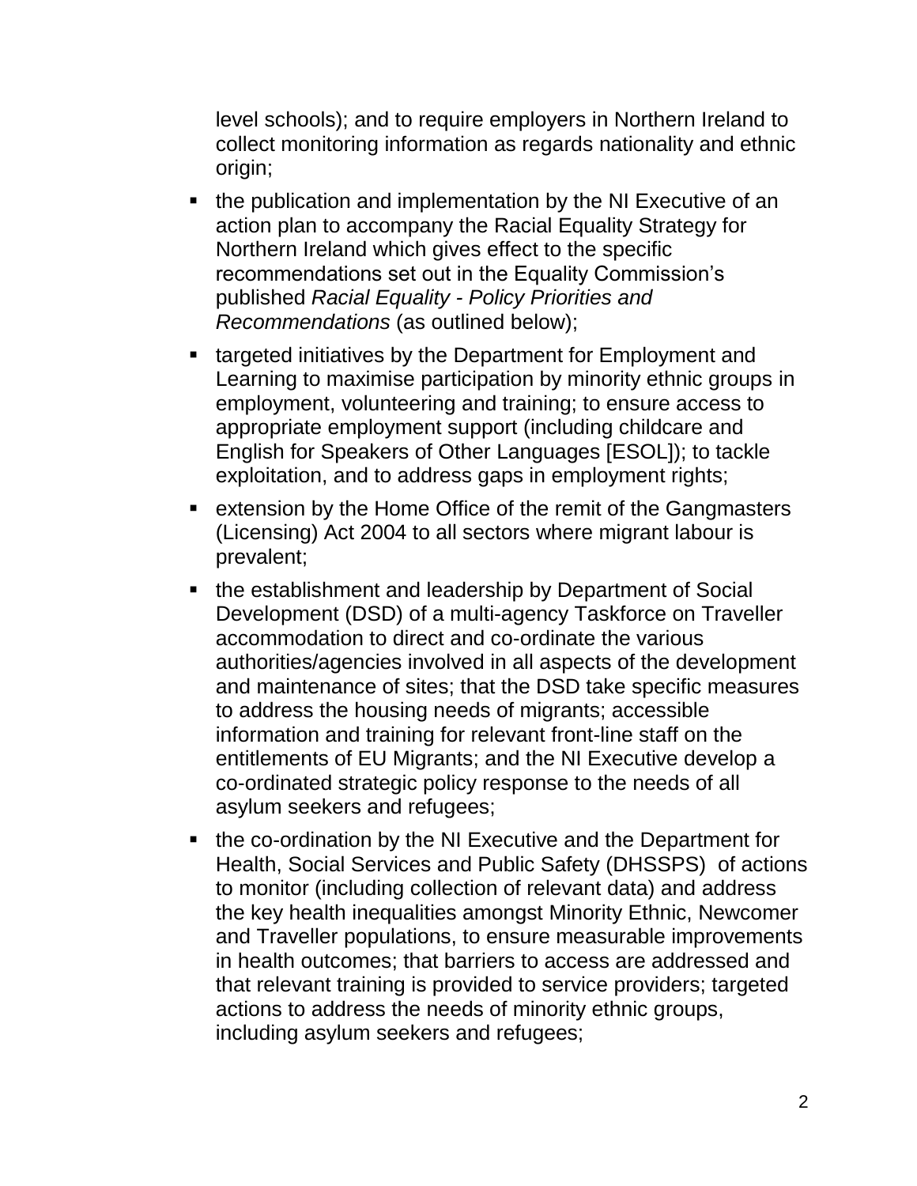level schools); and to require employers in Northern Ireland to collect monitoring information as regards nationality and ethnic origin;

- the publication and implementation by the NI Executive of an action plan to accompany the Racial Equality Strategy for Northern Ireland which gives effect to the specific recommendations set out in the Equality Commission's published *Racial Equality - Policy Priorities and Recommendations* (as outlined below);
- targeted initiatives by the Department for Employment and Learning to maximise participation by minority ethnic groups in employment, volunteering and training; to ensure access to appropriate employment support (including childcare and English for Speakers of Other Languages [ESOL]); to tackle exploitation, and to address gaps in employment rights;
- extension by the Home Office of the remit of the Gangmasters (Licensing) Act 2004 to all sectors where migrant labour is prevalent;
- the establishment and leadership by Department of Social Development (DSD) of a multi-agency Taskforce on Traveller accommodation to direct and co-ordinate the various authorities/agencies involved in all aspects of the development and maintenance of sites; that the DSD take specific measures to address the housing needs of migrants; accessible information and training for relevant front-line staff on the entitlements of EU Migrants; and the NI Executive develop a co-ordinated strategic policy response to the needs of all asylum seekers and refugees;
- the co-ordination by the NI Executive and the Department for Health, Social Services and Public Safety (DHSSPS) of actions to monitor (including collection of relevant data) and address the key health inequalities amongst Minority Ethnic, Newcomer and Traveller populations, to ensure measurable improvements in health outcomes; that barriers to access are addressed and that relevant training is provided to service providers; targeted actions to address the needs of minority ethnic groups, including asylum seekers and refugees;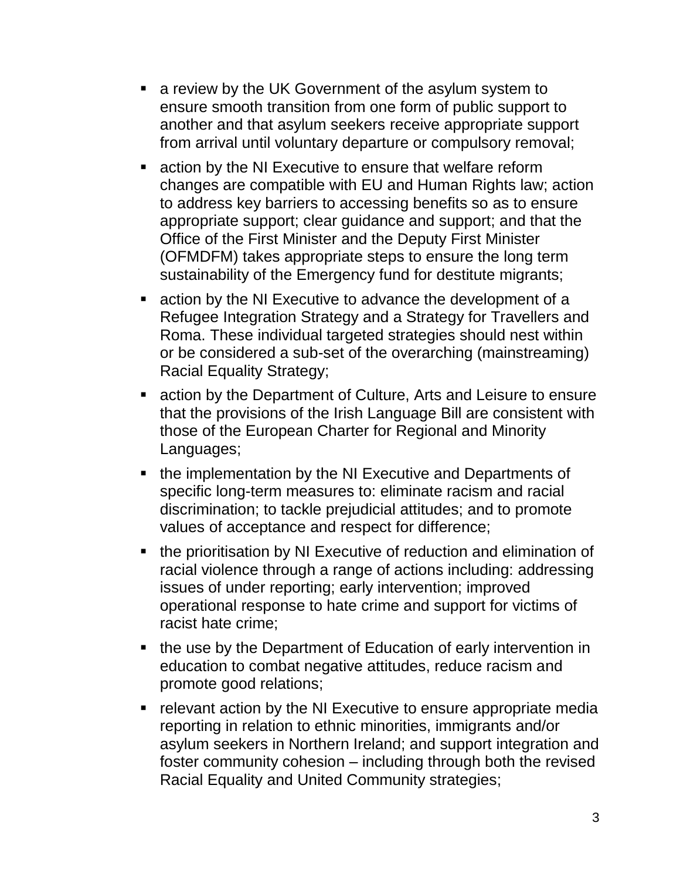- a review by the UK Government of the asylum system to ensure smooth transition from one form of public support to another and that asylum seekers receive appropriate support from arrival until voluntary departure or compulsory removal;
- action by the NI Executive to ensure that welfare reform changes are compatible with EU and Human Rights law; action to address key barriers to accessing benefits so as to ensure appropriate support; clear guidance and support; and that the Office of the First Minister and the Deputy First Minister (OFMDFM) takes appropriate steps to ensure the long term sustainability of the Emergency fund for destitute migrants;
- action by the NI Executive to advance the development of a Refugee Integration Strategy and a Strategy for Travellers and Roma. These individual targeted strategies should nest within or be considered a sub-set of the overarching (mainstreaming) Racial Equality Strategy;
- action by the Department of Culture, Arts and Leisure to ensure that the provisions of the Irish Language Bill are consistent with those of the European Charter for Regional and Minority Languages;
- the implementation by the NI Executive and Departments of specific long-term measures to: eliminate racism and racial discrimination; to tackle prejudicial attitudes; and to promote values of acceptance and respect for difference;
- the prioritisation by NI Executive of reduction and elimination of racial violence through a range of actions including: addressing issues of under reporting; early intervention; improved operational response to hate crime and support for victims of racist hate crime;
- the use by the Department of Education of early intervention in education to combat negative attitudes, reduce racism and promote good relations;
- relevant action by the NI Executive to ensure appropriate media reporting in relation to ethnic minorities, immigrants and/or asylum seekers in Northern Ireland; and support integration and foster community cohesion – including through both the revised Racial Equality and United Community strategies;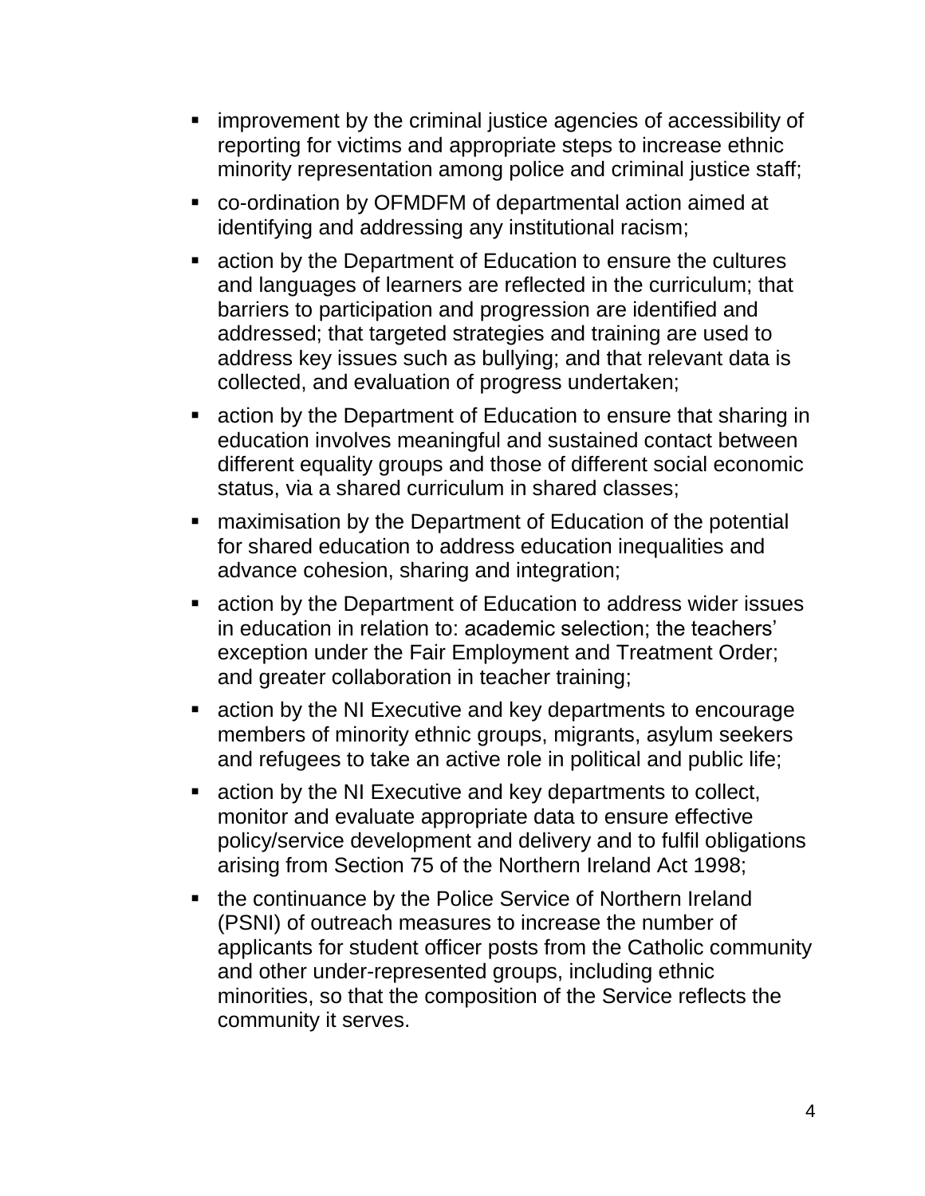- improvement by the criminal justice agencies of accessibility of reporting for victims and appropriate steps to increase ethnic minority representation among police and criminal justice staff;
- co-ordination by OFMDFM of departmental action aimed at identifying and addressing any institutional racism;
- action by the Department of Education to ensure the cultures and languages of learners are reflected in the curriculum; that barriers to participation and progression are identified and addressed; that targeted strategies and training are used to address key issues such as bullying; and that relevant data is collected, and evaluation of progress undertaken;
- action by the Department of Education to ensure that sharing in education involves meaningful and sustained contact between different equality groups and those of different social economic status, via a shared curriculum in shared classes;
- maximisation by the Department of Education of the potential for shared education to address education inequalities and advance cohesion, sharing and integration;
- action by the Department of Education to address wider issues in education in relation to: academic selection; the teachers' exception under the Fair Employment and Treatment Order; and greater collaboration in teacher training;
- action by the NI Executive and key departments to encourage members of minority ethnic groups, migrants, asylum seekers and refugees to take an active role in political and public life;
- action by the NI Executive and key departments to collect, monitor and evaluate appropriate data to ensure effective policy/service development and delivery and to fulfil obligations arising from Section 75 of the Northern Ireland Act 1998;
- the continuance by the Police Service of Northern Ireland (PSNI) of outreach measures to increase the number of applicants for student officer posts from the Catholic community and other under-represented groups, including ethnic minorities, so that the composition of the Service reflects the community it serves.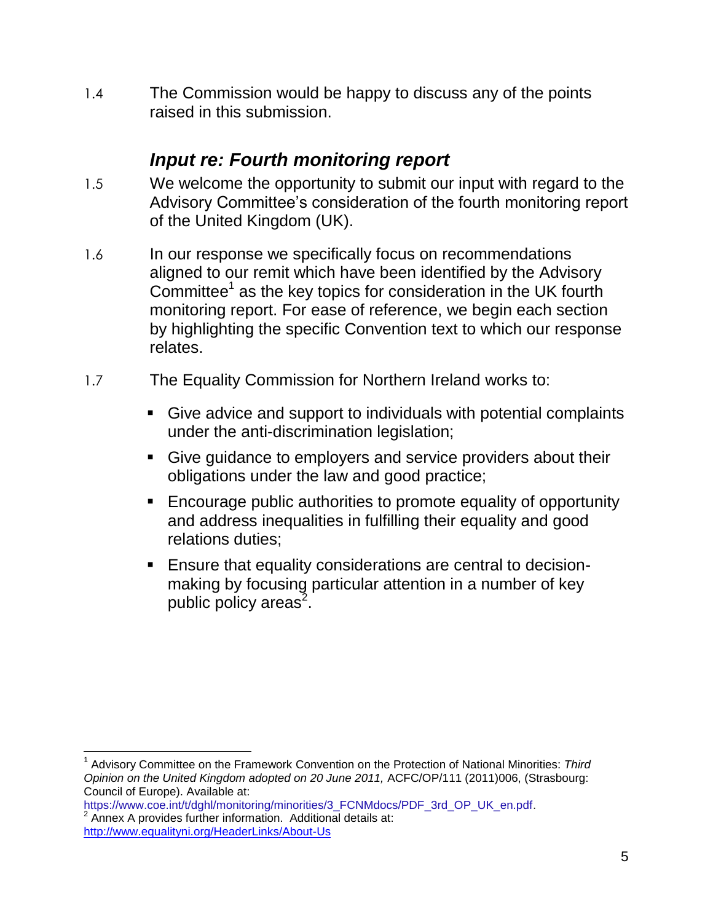1.4 The Commission would be happy to discuss any of the points raised in this submission.

## *Input re: Fourth monitoring report*

1.5 We welcome the opportunity to submit our input with regard to the Advisory Committee's consideration of the fourth monitoring report of the United Kingdom (UK).

1.6 In our response we specifically focus on recommendations aligned to our remit which have been identified by the Advisory Committee[1] as the key topics for consideration in the UK fourth monitoring report. For ease of reference, we begin each section by highlighting the specific Convention text to which our response relates.

1.7 The Equality Commission for Northern Ireland works to:

- Give advice and support to individuals with potential complaints under the anti-discrimination legislation;
- Give guidance to employers and service providers about their obligations under the law and good practice;
- Encourage public authorities to promote equality of opportunity and address inequalities in fulfilling their equality and good relations duties;
- Ensure that equality considerations are central to decision-making by focusing particular attention in a number of key public policy areas[2].

---

[1] Advisory Committee on the Framework Convention on the Protection of National Minorities: *Third Opinion on the United Kingdom adopted on 20 June 2011,* ACFC/OP/111 (2011)006, (Strasbourg: Council of Europe). Available at: https://www.coe.int/t/dghl/monitoring/minorities/3_FCNMdocs/PDF_3rd_OP_UK_en.pdf.

[2] Annex A provides further information. Additional details at: http://www.equalityni.org/HeaderLinks/About-Us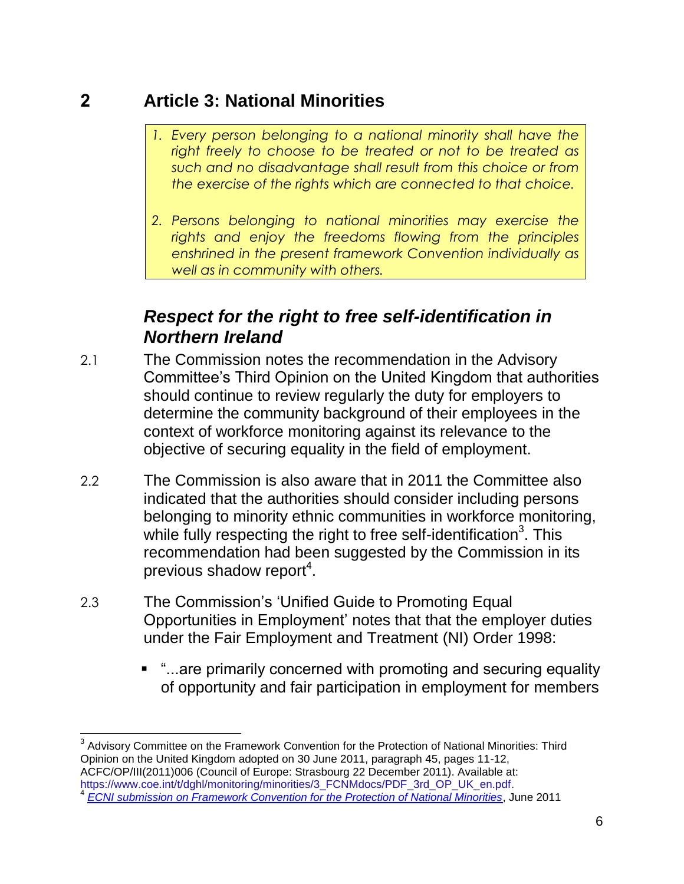## 2 Article 3: National Minorities

> 1. *Every person belonging to a national minority shall have the right freely to choose to be treated or not to be treated as such and no disadvantage shall result from this choice or from the exercise of the rights which are connected to that choice.*
>
> 2. *Persons belonging to national minorities may exercise the rights and enjoy the freedoms flowing from the principles enshrined in the present framework Convention individually as well as in community with others.*

### *Respect for the right to free self-identification in Northern Ireland*

2.1 The Commission notes the recommendation in the Advisory Committee's Third Opinion on the United Kingdom that authorities should continue to review regularly the duty for employers to determine the community background of their employees in the context of workforce monitoring against its relevance to the objective of securing equality in the field of employment.

2.2 The Commission is also aware that in 2011 the Committee also indicated that the authorities should consider including persons belonging to minority ethnic communities in workforce monitoring, while fully respecting the right to free self-identification[3]. This recommendation had been suggested by the Commission in its previous shadow report[4].

2.3 The Commission's 'Unified Guide to Promoting Equal Opportunities in Employment' notes that that the employer duties under the Fair Employment and Treatment (NI) Order 1998:

- "...are primarily concerned with promoting and securing equality of opportunity and fair participation in employment for members

---

[3] Advisory Committee on the Framework Convention for the Protection of National Minorities: Third Opinion on the United Kingdom adopted on 30 June 2011, paragraph 45, pages 11-12, ACFC/OP/III(2011)006 (Council of Europe: Strasbourg 22 December 2011). Available at: https://www.coe.int/t/dghl/monitoring/minorities/3_FCNMdocs/PDF_3rd_OP_UK_en.pdf.

[4] *ECNI submission on Framework Convention for the Protection of National Minorities*, June 2011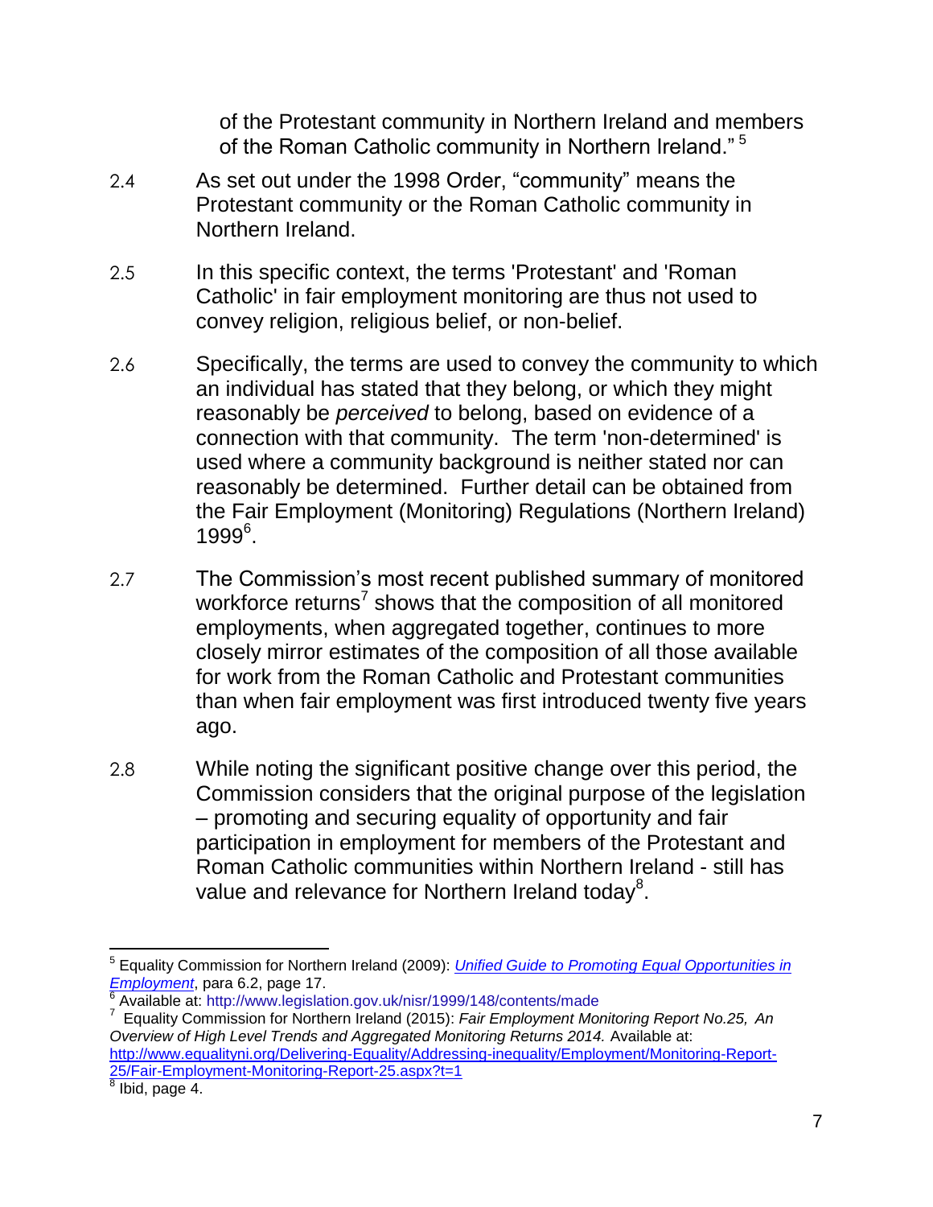of the Protestant community in Northern Ireland and members of the Roman Catholic community in Northern Ireland."[5]

2.4 As set out under the 1998 Order, "community" means the Protestant community or the Roman Catholic community in Northern Ireland.

2.5 In this specific context, the terms 'Protestant' and 'Roman Catholic' in fair employment monitoring are thus not used to convey religion, religious belief, or non-belief.

2.6 Specifically, the terms are used to convey the community to which an individual has stated that they belong, or which they might reasonably be *perceived* to belong, based on evidence of a connection with that community. The term 'non-determined' is used where a community background is neither stated nor can reasonably be determined. Further detail can be obtained from the Fair Employment (Monitoring) Regulations (Northern Ireland) 1999[6].

2.7 The Commission's most recent published summary of monitored workforce returns[7] shows that the composition of all monitored employments, when aggregated together, continues to more closely mirror estimates of the composition of all those available for work from the Roman Catholic and Protestant communities than when fair employment was first introduced twenty five years ago.

2.8 While noting the significant positive change over this period, the Commission considers that the original purpose of the legislation – promoting and securing equality of opportunity and fair participation in employment for members of the Protestant and Roman Catholic communities within Northern Ireland - still has value and relevance for Northern Ireland today[8].

---

[5] Equality Commission for Northern Ireland (2009): *Unified Guide to Promoting Equal Opportunities in Employment*, para 6.2, page 17.

[6] Available at: http://www.legislation.gov.uk/nisr/1999/148/contents/made

[7] Equality Commission for Northern Ireland (2015): *Fair Employment Monitoring Report No.25, An Overview of High Level Trends and Aggregated Monitoring Returns 2014.* Available at: http://www.equalityni.org/Delivering-Equality/Addressing-inequality/Employment/Monitoring-Report-25/Fair-Employment-Monitoring-Report-25.aspx?t=1

[8] Ibid, page 4.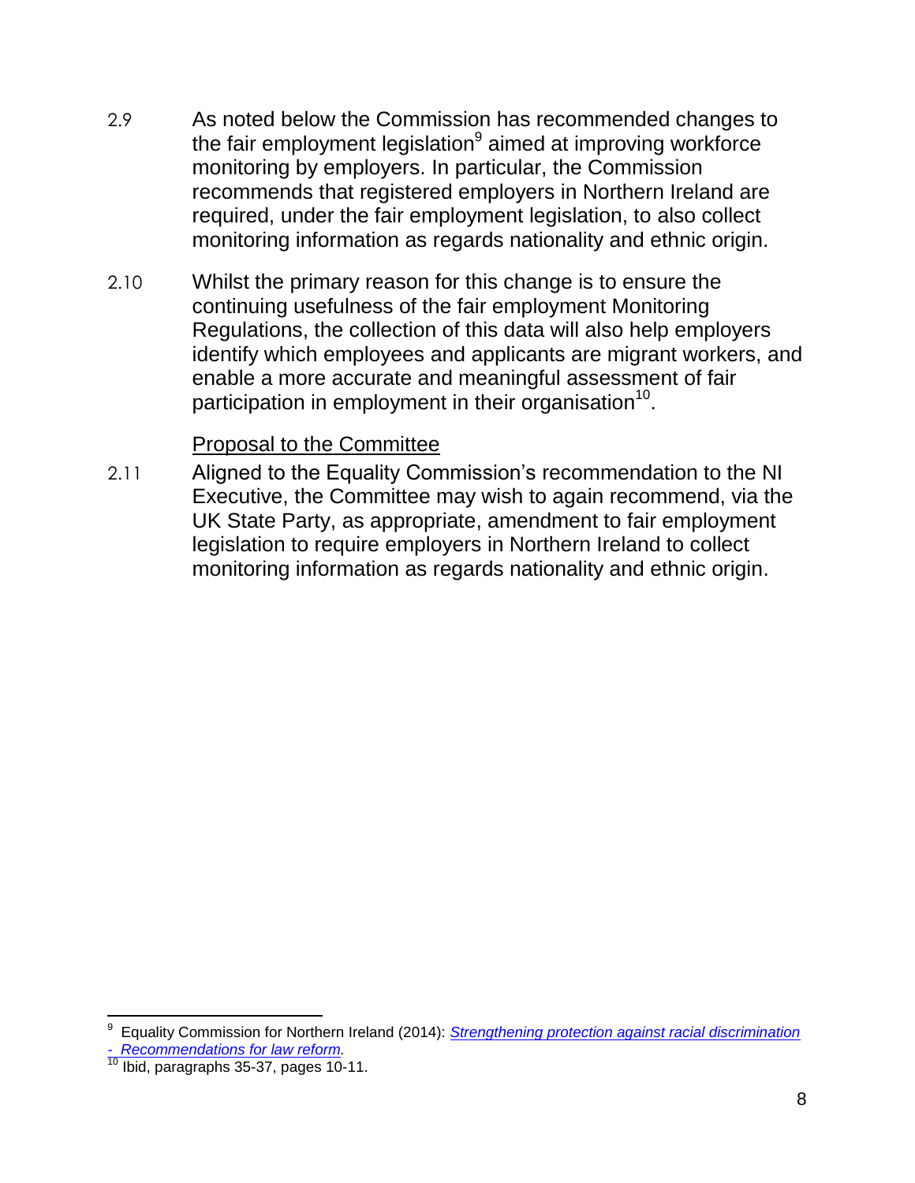2.9 As noted below the Commission has recommended changes to the fair employment legislation[9] aimed at improving workforce monitoring by employers. In particular, the Commission recommends that registered employers in Northern Ireland are required, under the fair employment legislation, to also collect monitoring information as regards nationality and ethnic origin.

2.10 Whilst the primary reason for this change is to ensure the continuing usefulness of the fair employment Monitoring Regulations, the collection of this data will also help employers identify which employees and applicants are migrant workers, and enable a more accurate and meaningful assessment of fair participation in employment in their organisation[10].

Proposal to the Committee

2.11 Aligned to the Equality Commission's recommendation to the NI Executive, the Committee may wish to again recommend, via the UK State Party, as appropriate, amendment to fair employment legislation to require employers in Northern Ireland to collect monitoring information as regards nationality and ethnic origin.

---

[9] Equality Commission for Northern Ireland (2014): *Strengthening protection against racial discrimination - Recommendations for law reform.*

[10] Ibid, paragraphs 35-37, pages 10-11.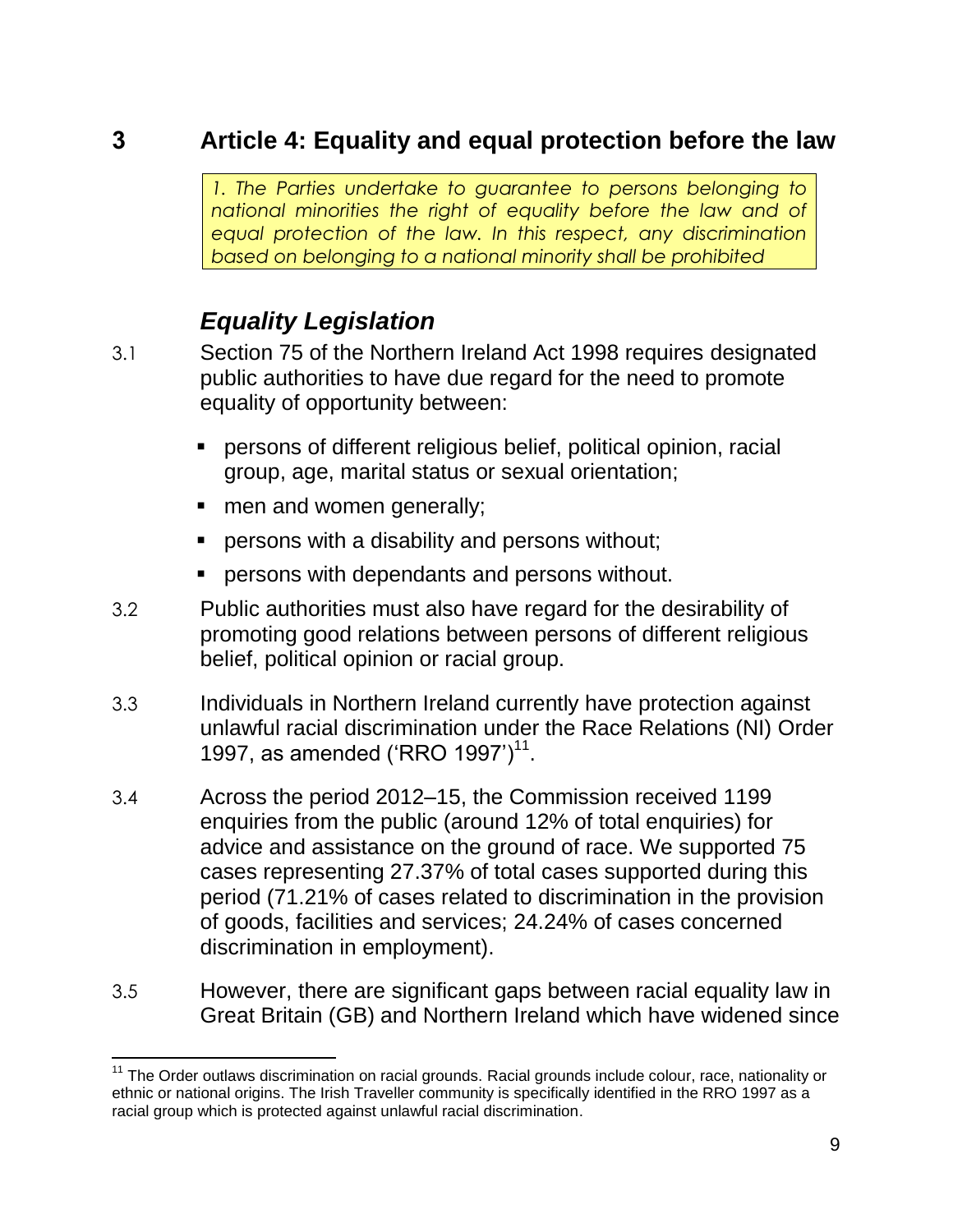## 3 Article 4: Equality and equal protection before the law

> *1. The Parties undertake to guarantee to persons belonging to national minorities the right of equality before the law and of equal protection of the law. In this respect, any discrimination based on belonging to a national minority shall be prohibited*

### *Equality Legislation*

3.1 Section 75 of the Northern Ireland Act 1998 requires designated public authorities to have due regard for the need to promote equality of opportunity between:

- persons of different religious belief, political opinion, racial group, age, marital status or sexual orientation;
- men and women generally;
- persons with a disability and persons without;
- persons with dependants and persons without.

3.2 Public authorities must also have regard for the desirability of promoting good relations between persons of different religious belief, political opinion or racial group.

3.3 Individuals in Northern Ireland currently have protection against unlawful racial discrimination under the Race Relations (NI) Order 1997, as amended ('RRO 1997')[11].

3.4 Across the period 2012–15, the Commission received 1199 enquiries from the public (around 12% of total enquiries) for advice and assistance on the ground of race. We supported 75 cases representing 27.37% of total cases supported during this period (71.21% of cases related to discrimination in the provision of goods, facilities and services; 24.24% of cases concerned discrimination in employment).

3.5 However, there are significant gaps between racial equality law in Great Britain (GB) and Northern Ireland which have widened since

[11] The Order outlaws discrimination on racial grounds. Racial grounds include colour, race, nationality or ethnic or national origins. The Irish Traveller community is specifically identified in the RRO 1997 as a racial group which is protected against unlawful racial discrimination.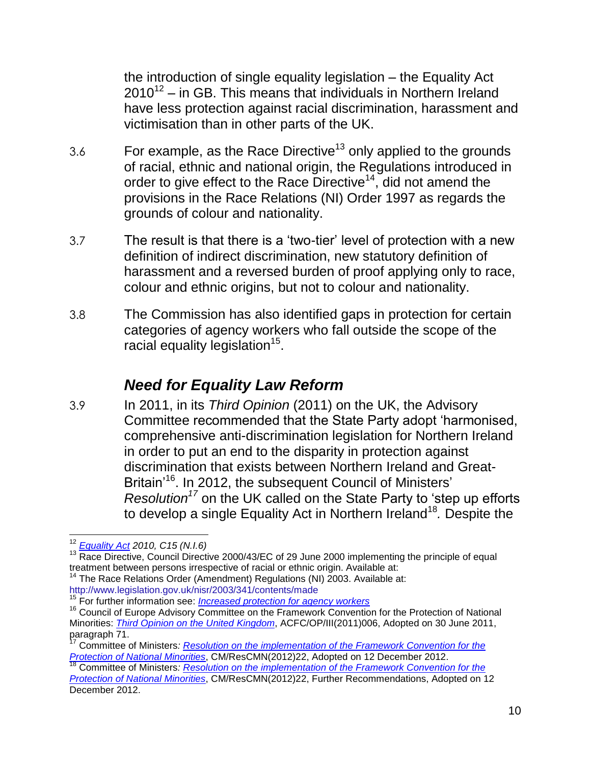the introduction of single equality legislation – the Equality Act 2010[12] – in GB. This means that individuals in Northern Ireland have less protection against racial discrimination, harassment and victimisation than in other parts of the UK.

3.6 For example, as the Race Directive[13] only applied to the grounds of racial, ethnic and national origin, the Regulations introduced in order to give effect to the Race Directive[14], did not amend the provisions in the Race Relations (NI) Order 1997 as regards the grounds of colour and nationality.

3.7 The result is that there is a 'two-tier' level of protection with a new definition of indirect discrimination, new statutory definition of harassment and a reversed burden of proof applying only to race, colour and ethnic origins, but not to colour and nationality.

3.8 The Commission has also identified gaps in protection for certain categories of agency workers who fall outside the scope of the racial equality legislation[15].

## *Need for Equality Law Reform*

3.9 In 2011, in its *Third Opinion* (2011) on the UK, the Advisory Committee recommended that the State Party adopt 'harmonised, comprehensive anti-discrimination legislation for Northern Ireland in order to put an end to the disparity in protection against discrimination that exists between Northern Ireland and Great-Britain'[16]. In 2012, the subsequent Council of Ministers' *Resolution*[17] on the UK called on the State Party to 'step up efforts to develop a single Equality Act in Northern Ireland[18]. Despite the

---

[12] *Equality Act 2010, C15 (N.I.6)*

[13] Race Directive, Council Directive 2000/43/EC of 29 June 2000 implementing the principle of equal treatment between persons irrespective of racial or ethnic origin. Available at:

[14] The Race Relations Order (Amendment) Regulations (NI) 2003. Available at: http://www.legislation.gov.uk/nisr/2003/341/contents/made

[15] For further information see: *Increased protection for agency workers*

[16] Council of Europe Advisory Committee on the Framework Convention for the Protection of National Minorities: *Third Opinion on the United Kingdom*, ACFC/OP/III(2011)006, Adopted on 30 June 2011, paragraph 71.

[17] Committee of Ministers*: Resolution on the implementation of the Framework Convention for the Protection of National Minorities*, CM/ResCMN(2012)22, Adopted on 12 December 2012.

[18] Committee of Ministers*: Resolution on the implementation of the Framework Convention for the Protection of National Minorities*, CM/ResCMN(2012)22, Further Recommendations, Adopted on 12 December 2012.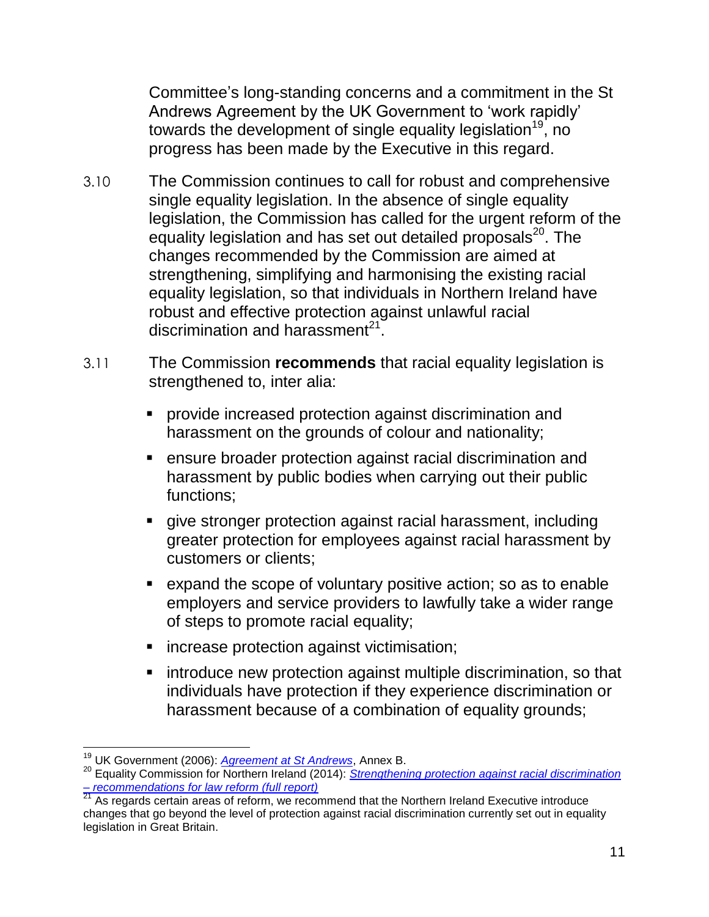Committee's long-standing concerns and a commitment in the St Andrews Agreement by the UK Government to 'work rapidly' towards the development of single equality legislation[19], no progress has been made by the Executive in this regard.

3.10 The Commission continues to call for robust and comprehensive single equality legislation. In the absence of single equality legislation, the Commission has called for the urgent reform of the equality legislation and has set out detailed proposals[20]. The changes recommended by the Commission are aimed at strengthening, simplifying and harmonising the existing racial equality legislation, so that individuals in Northern Ireland have robust and effective protection against unlawful racial discrimination and harassment[21].

3.11 The Commission **recommends** that racial equality legislation is strengthened to, inter alia:

- provide increased protection against discrimination and harassment on the grounds of colour and nationality;
- ensure broader protection against racial discrimination and harassment by public bodies when carrying out their public functions;
- give stronger protection against racial harassment, including greater protection for employees against racial harassment by customers or clients;
- expand the scope of voluntary positive action; so as to enable employers and service providers to lawfully take a wider range of steps to promote racial equality;
- increase protection against victimisation;
- introduce new protection against multiple discrimination, so that individuals have protection if they experience discrimination or harassment because of a combination of equality grounds;

---

[19] UK Government (2006): *Agreement at St Andrews*, Annex B.

[20] Equality Commission for Northern Ireland (2014): *Strengthening protection against racial discrimination – recommendations for law reform (full report)*

[21] As regards certain areas of reform, we recommend that the Northern Ireland Executive introduce changes that go beyond the level of protection against racial discrimination currently set out in equality legislation in Great Britain.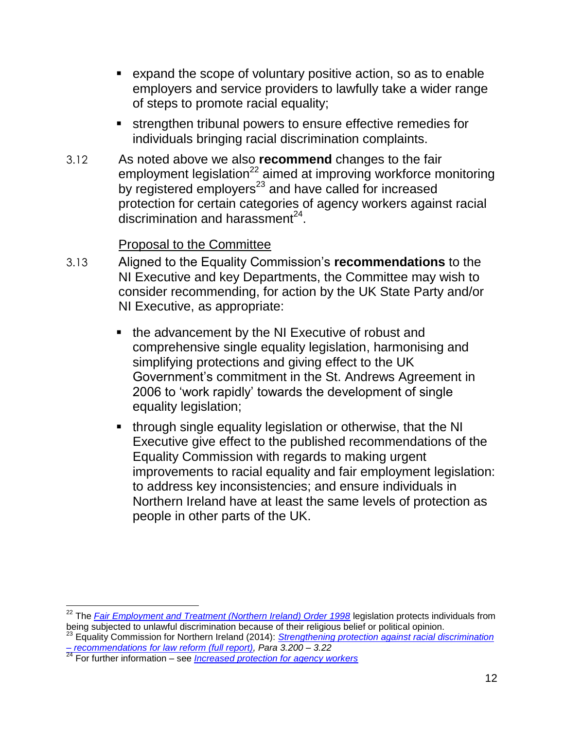- expand the scope of voluntary positive action, so as to enable employers and service providers to lawfully take a wider range of steps to promote racial equality;
- strengthen tribunal powers to ensure effective remedies for individuals bringing racial discrimination complaints.

3.12 As noted above we also **recommend** changes to the fair employment legislation[22] aimed at improving workforce monitoring by registered employers[23] and have called for increased protection for certain categories of agency workers against racial discrimination and harassment[24].

Proposal to the Committee

3.13 Aligned to the Equality Commission's **recommendations** to the NI Executive and key Departments, the Committee may wish to consider recommending, for action by the UK State Party and/or NI Executive, as appropriate:

- the advancement by the NI Executive of robust and comprehensive single equality legislation, harmonising and simplifying protections and giving effect to the UK Government's commitment in the St. Andrews Agreement in 2006 to 'work rapidly' towards the development of single equality legislation;
- through single equality legislation or otherwise, that the NI Executive give effect to the published recommendations of the Equality Commission with regards to making urgent improvements to racial equality and fair employment legislation: to address key inconsistencies; and ensure individuals in Northern Ireland have at least the same levels of protection as people in other parts of the UK.

---

[22] The *Fair Employment and Treatment (Northern Ireland) Order 1998* legislation protects individuals from being subjected to unlawful discrimination because of their religious belief or political opinion.

[23] Equality Commission for Northern Ireland (2014): *Strengthening protection against racial discrimination – recommendations for law reform (full report), Para 3.200 – 3.22*

[24] For further information – see *Increased protection for agency workers*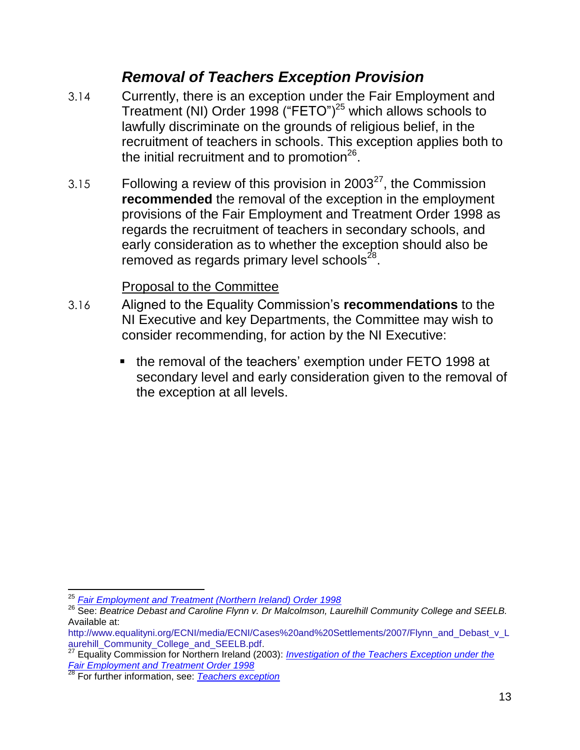## *Removal of Teachers Exception Provision*

3.14 Currently, there is an exception under the Fair Employment and Treatment (NI) Order 1998 ("FETO")[25] which allows schools to lawfully discriminate on the grounds of religious belief, in the recruitment of teachers in schools. This exception applies both to the initial recruitment and to promotion[26].

3.15 Following a review of this provision in 2003[27], the Commission **recommended** the removal of the exception in the employment provisions of the Fair Employment and Treatment Order 1998 as regards the recruitment of teachers in secondary schools, and early consideration as to whether the exception should also be removed as regards primary level schools[28].

Proposal to the Committee

3.16 Aligned to the Equality Commission's **recommendations** to the NI Executive and key Departments, the Committee may wish to consider recommending, for action by the NI Executive:

- the removal of the teachers' exemption under FETO 1998 at secondary level and early consideration given to the removal of the exception at all levels.

---

[25] *Fair Employment and Treatment (Northern Ireland) Order 1998*

[26] See: *Beatrice Debast and Caroline Flynn v. Dr Malcolmson, Laurelhill Community College and SEELB.* Available at: http://www.equalityni.org/ECNI/media/ECNI/Cases%20and%20Settlements/2007/Flynn_and_Debast_v_Laurehill_Community_College_and_SEELB.pdf.

[27] Equality Commission for Northern Ireland (2003): *Investigation of the Teachers Exception under the Fair Employment and Treatment Order 1998*

[28] For further information, see: *Teachers exception*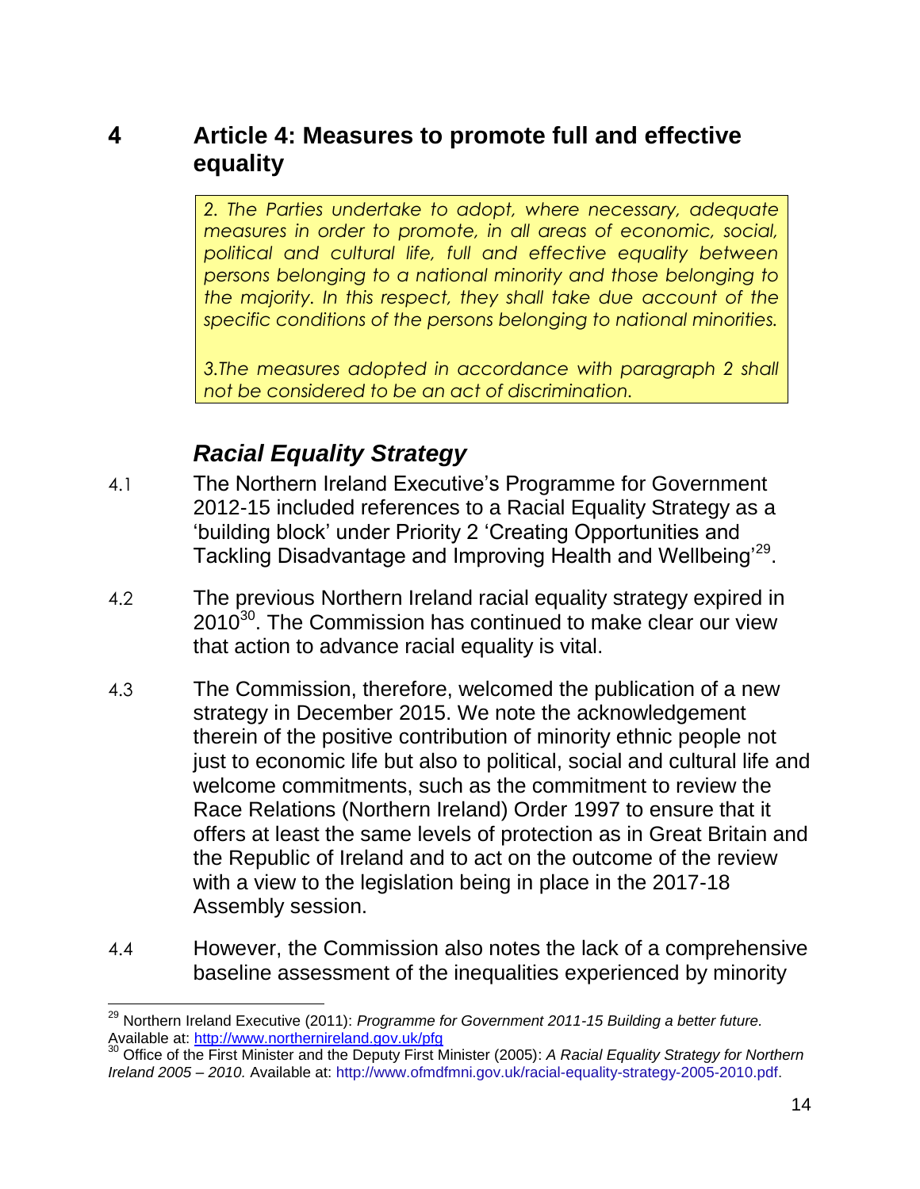# 4 Article 4: Measures to promote full and effective equality

> *2. The Parties undertake to adopt, where necessary, adequate measures in order to promote, in all areas of economic, social, political and cultural life, full and effective equality between persons belonging to a national minority and those belonging to the majority. In this respect, they shall take due account of the specific conditions of the persons belonging to national minorities.*
>
> *3.The measures adopted in accordance with paragraph 2 shall not be considered to be an act of discrimination.*

## *Racial Equality Strategy*

4.1 The Northern Ireland Executive's Programme for Government 2012-15 included references to a Racial Equality Strategy as a 'building block' under Priority 2 'Creating Opportunities and Tackling Disadvantage and Improving Health and Wellbeing'[29].

4.2 The previous Northern Ireland racial equality strategy expired in 2010[30]. The Commission has continued to make clear our view that action to advance racial equality is vital.

4.3 The Commission, therefore, welcomed the publication of a new strategy in December 2015. We note the acknowledgement therein of the positive contribution of minority ethnic people not just to economic life but also to political, social and cultural life and welcome commitments, such as the commitment to review the Race Relations (Northern Ireland) Order 1997 to ensure that it offers at least the same levels of protection as in Great Britain and the Republic of Ireland and to act on the outcome of the review with a view to the legislation being in place in the 2017-18 Assembly session.

4.4 However, the Commission also notes the lack of a comprehensive baseline assessment of the inequalities experienced by minority

---

[29] Northern Ireland Executive (2011): *Programme for Government 2011-15 Building a better future.* Available at: http://www.northernireland.gov.uk/pfg

[30] Office of the First Minister and the Deputy First Minister (2005): *A Racial Equality Strategy for Northern Ireland 2005 – 2010.* Available at: http://www.ofmdfmni.gov.uk/racial-equality-strategy-2005-2010.pdf.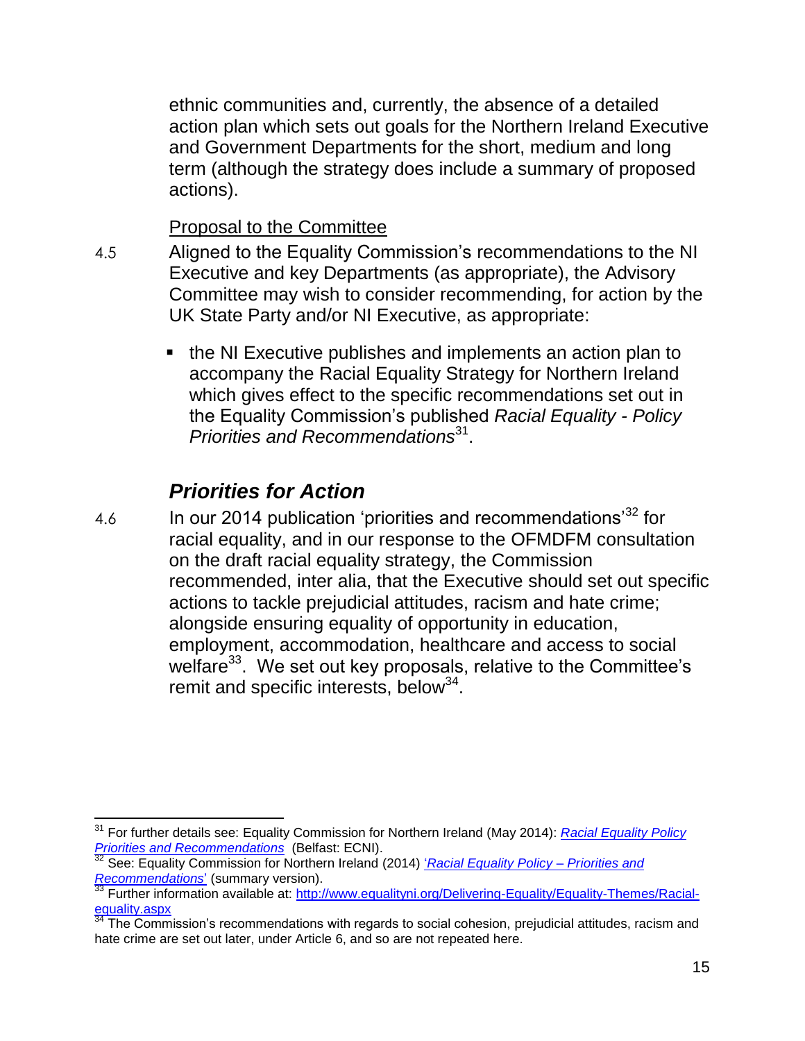ethnic communities and, currently, the absence of a detailed action plan which sets out goals for the Northern Ireland Executive and Government Departments for the short, medium and long term (although the strategy does include a summary of proposed actions).

Proposal to the Committee

4.5 Aligned to the Equality Commission's recommendations to the NI Executive and key Departments (as appropriate), the Advisory Committee may wish to consider recommending, for action by the UK State Party and/or NI Executive, as appropriate:

- the NI Executive publishes and implements an action plan to accompany the Racial Equality Strategy for Northern Ireland which gives effect to the specific recommendations set out in the Equality Commission's published *Racial Equality - Policy Priorities and Recommendations*[31].

### *Priorities for Action*

4.6 In our 2014 publication 'priorities and recommendations'[32] for racial equality, and in our response to the OFMDFM consultation on the draft racial equality strategy, the Commission recommended, inter alia, that the Executive should set out specific actions to tackle prejudicial attitudes, racism and hate crime; alongside ensuring equality of opportunity in education, employment, accommodation, healthcare and access to social welfare[33]. We set out key proposals, relative to the Committee's remit and specific interests, below[34].

---

[31] For further details see: Equality Commission for Northern Ireland (May 2014): *Racial Equality Policy Priorities and Recommendations* (Belfast: ECNI).

[32] See: Equality Commission for Northern Ireland (2014) '*Racial Equality Policy – Priorities and Recommendations*' (summary version).

[33] Further information available at: http://www.equalityni.org/Delivering-Equality/Equality-Themes/Racial-equality.aspx

[34] The Commission's recommendations with regards to social cohesion, prejudicial attitudes, racism and hate crime are set out later, under Article 6, and so are not repeated here.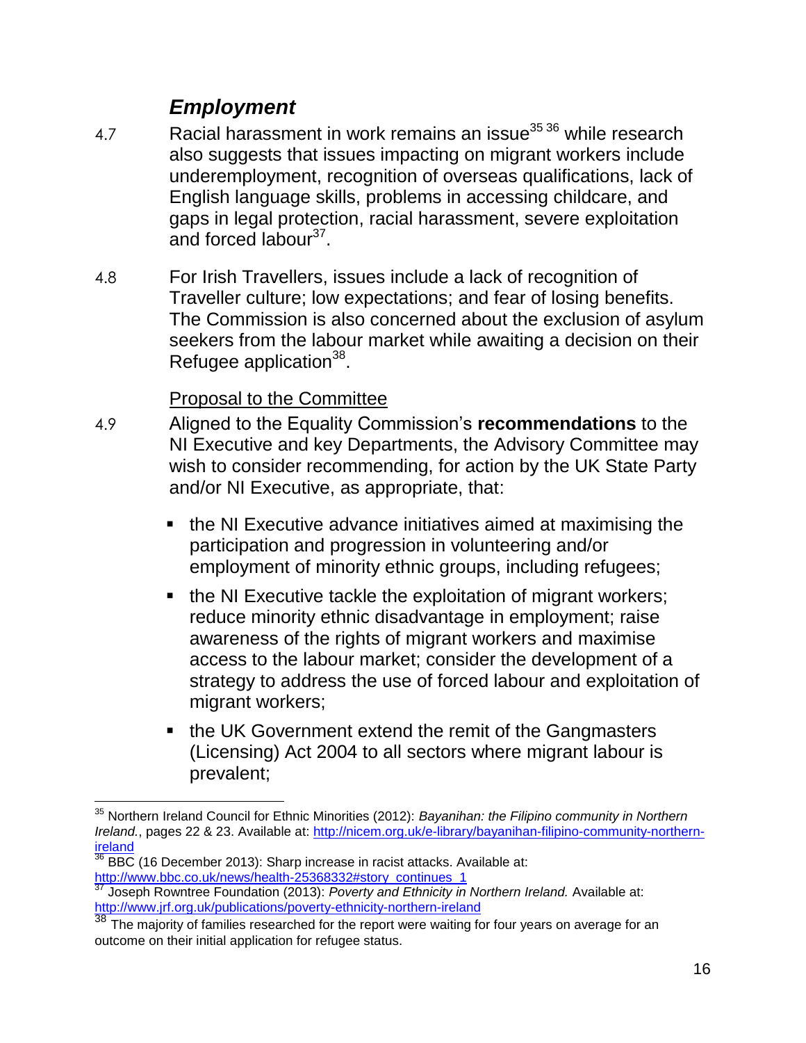### *Employment*

4.7 Racial harassment in work remains an issue[35] [36] while research also suggests that issues impacting on migrant workers include underemployment, recognition of overseas qualifications, lack of English language skills, problems in accessing childcare, and gaps in legal protection, racial harassment, severe exploitation and forced labour[37].

4.8 For Irish Travellers, issues include a lack of recognition of Traveller culture; low expectations; and fear of losing benefits. The Commission is also concerned about the exclusion of asylum seekers from the labour market while awaiting a decision on their Refugee application[38].

Proposal to the Committee

4.9 Aligned to the Equality Commission's **recommendations** to the NI Executive and key Departments, the Advisory Committee may wish to consider recommending, for action by the UK State Party and/or NI Executive, as appropriate, that:

- the NI Executive advance initiatives aimed at maximising the participation and progression in volunteering and/or employment of minority ethnic groups, including refugees;
- the NI Executive tackle the exploitation of migrant workers; reduce minority ethnic disadvantage in employment; raise awareness of the rights of migrant workers and maximise access to the labour market; consider the development of a strategy to address the use of forced labour and exploitation of migrant workers;
- the UK Government extend the remit of the Gangmasters (Licensing) Act 2004 to all sectors where migrant labour is prevalent;

---

[35] Northern Ireland Council for Ethnic Minorities (2012): *Bayanihan: the Filipino community in Northern Ireland.*, pages 22 & 23. Available at: http://nicem.org.uk/e-library/bayanihan-filipino-community-northern-ireland

[36] BBC (16 December 2013): Sharp increase in racist attacks. Available at: http://www.bbc.co.uk/news/health-25368332#story_continues_1

[37] Joseph Rowntree Foundation (2013): *Poverty and Ethnicity in Northern Ireland.* Available at: http://www.jrf.org.uk/publications/poverty-ethnicity-northern-ireland

[38] The majority of families researched for the report were waiting for four years on average for an outcome on their initial application for refugee status.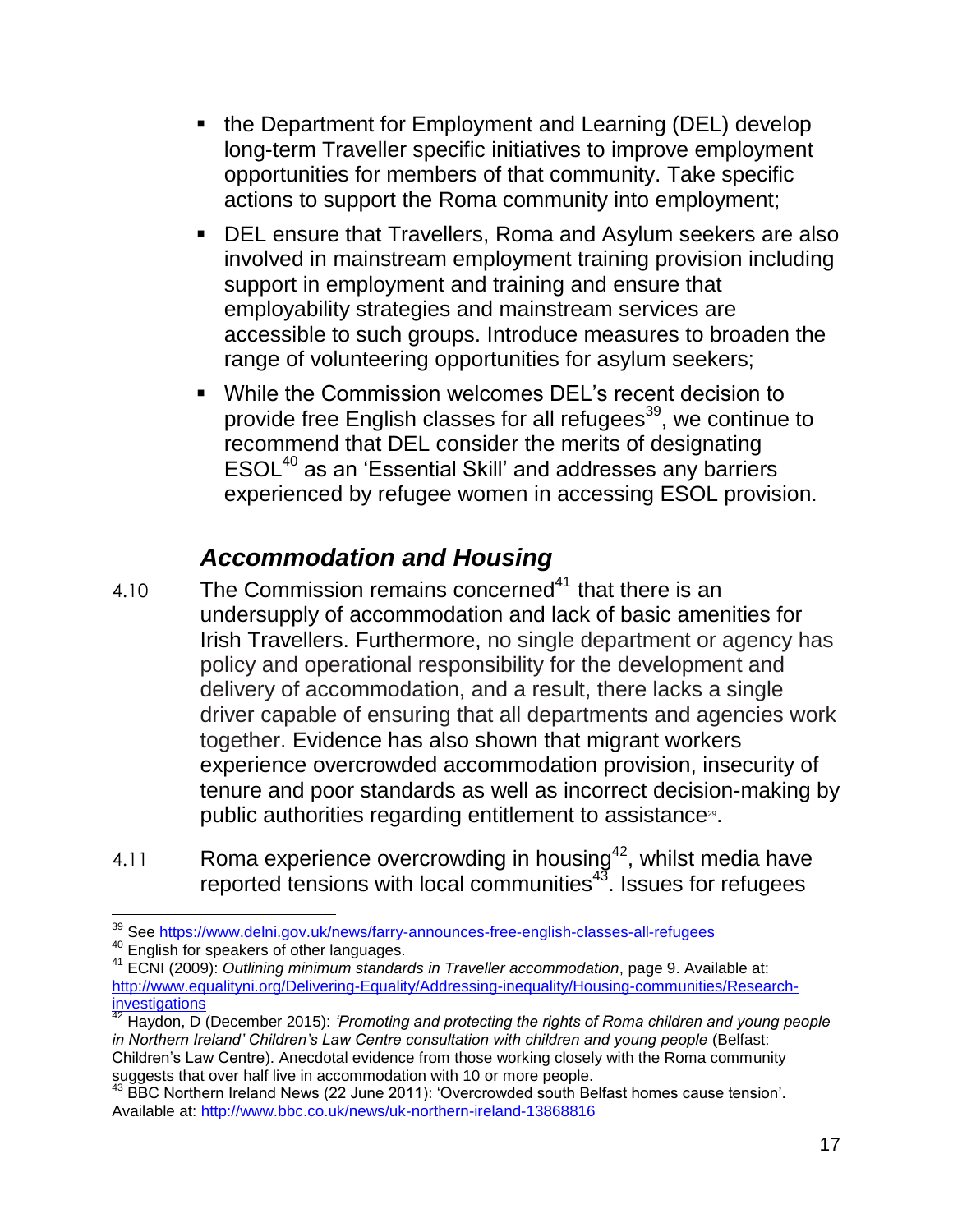- the Department for Employment and Learning (DEL) develop long-term Traveller specific initiatives to improve employment opportunities for members of that community. Take specific actions to support the Roma community into employment;
- DEL ensure that Travellers, Roma and Asylum seekers are also involved in mainstream employment training provision including support in employment and training and ensure that employability strategies and mainstream services are accessible to such groups. Introduce measures to broaden the range of volunteering opportunities for asylum seekers;
- While the Commission welcomes DEL's recent decision to provide free English classes for all refugees[39], we continue to recommend that DEL consider the merits of designating ESOL[40] as an 'Essential Skill' and addresses any barriers experienced by refugee women in accessing ESOL provision.

## *Accommodation and Housing*

4.10 The Commission remains concerned[41] that there is an undersupply of accommodation and lack of basic amenities for Irish Travellers. Furthermore, no single department or agency has policy and operational responsibility for the development and delivery of accommodation, and a result, there lacks a single driver capable of ensuring that all departments and agencies work together. Evidence has also shown that migrant workers experience overcrowded accommodation provision, insecurity of tenure and poor standards as well as incorrect decision-making by public authorities regarding entitlement to assistance[29].

4.11 Roma experience overcrowding in housing[42], whilst media have reported tensions with local communities[43]. Issues for refugees

---

[39] See https://www.delni.gov.uk/news/farry-announces-free-english-classes-all-refugees

[40] English for speakers of other languages.

[41] ECNI (2009): *Outlining minimum standards in Traveller accommodation*, page 9. Available at: http://www.equalityni.org/Delivering-Equality/Addressing-inequality/Housing-communities/Research-investigations

[42] Haydon, D (December 2015): *'Promoting and protecting the rights of Roma children and young people in Northern Ireland' Children's Law Centre consultation with children and young people* (Belfast: Children's Law Centre). Anecdotal evidence from those working closely with the Roma community suggests that over half live in accommodation with 10 or more people.

[43] BBC Northern Ireland News (22 June 2011): 'Overcrowded south Belfast homes cause tension'. Available at: http://www.bbc.co.uk/news/uk-northern-ireland-13868816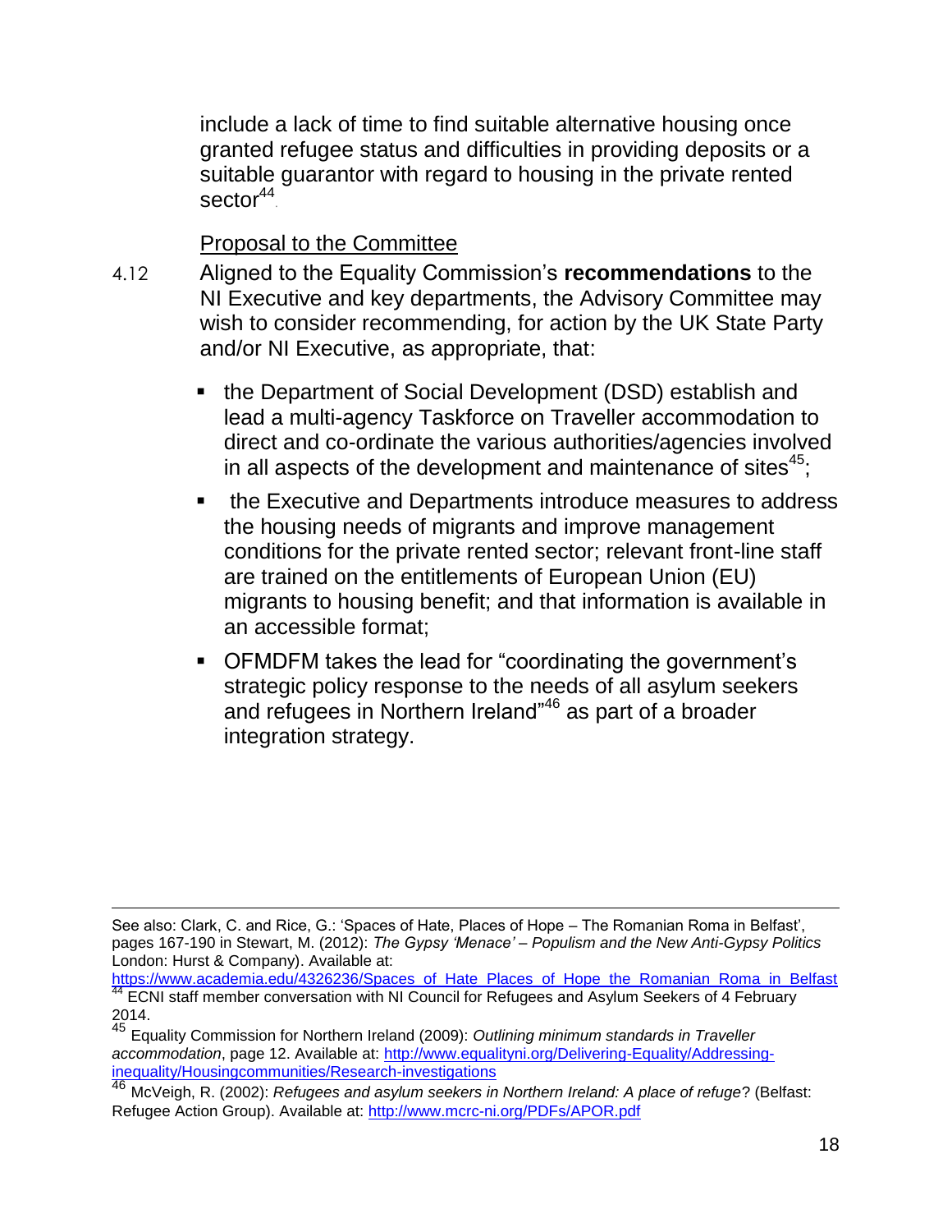include a lack of time to find suitable alternative housing once granted refugee status and difficulties in providing deposits or a suitable guarantor with regard to housing in the private rented sector[44].

Proposal to the Committee

4.12 Aligned to the Equality Commission's **recommendations** to the NI Executive and key departments, the Advisory Committee may wish to consider recommending, for action by the UK State Party and/or NI Executive, as appropriate, that:

- the Department of Social Development (DSD) establish and lead a multi-agency Taskforce on Traveller accommodation to direct and co-ordinate the various authorities/agencies involved in all aspects of the development and maintenance of sites[45];
- the Executive and Departments introduce measures to address the housing needs of migrants and improve management conditions for the private rented sector; relevant front-line staff are trained on the entitlements of European Union (EU) migrants to housing benefit; and that information is available in an accessible format;
- OFMDFM takes the lead for "coordinating the government's strategic policy response to the needs of all asylum seekers and refugees in Northern Ireland"[46] as part of a broader integration strategy.

---

See also: Clark, C. and Rice, G.: 'Spaces of Hate, Places of Hope – The Romanian Roma in Belfast', pages 167-190 in Stewart, M. (2012): *The Gypsy 'Menace' – Populism and the New Anti-Gypsy Politics* London: Hurst & Company). Available at: https://www.academia.edu/4326236/Spaces_of_Hate_Places_of_Hope_the_Romanian_Roma_in_Belfast

[44] ECNI staff member conversation with NI Council for Refugees and Asylum Seekers of 4 February 2014.

[45] Equality Commission for Northern Ireland (2009): *Outlining minimum standards in Traveller accommodation*, page 12. Available at: http://www.equalityni.org/Delivering-Equality/Addressing-inequality/Housingcommunities/Research-investigations

[46] McVeigh, R. (2002): *Refugees and asylum seekers in Northern Ireland: A place of refuge*? (Belfast: Refugee Action Group). Available at: http://www.mcrc-ni.org/PDFs/APOR.pdf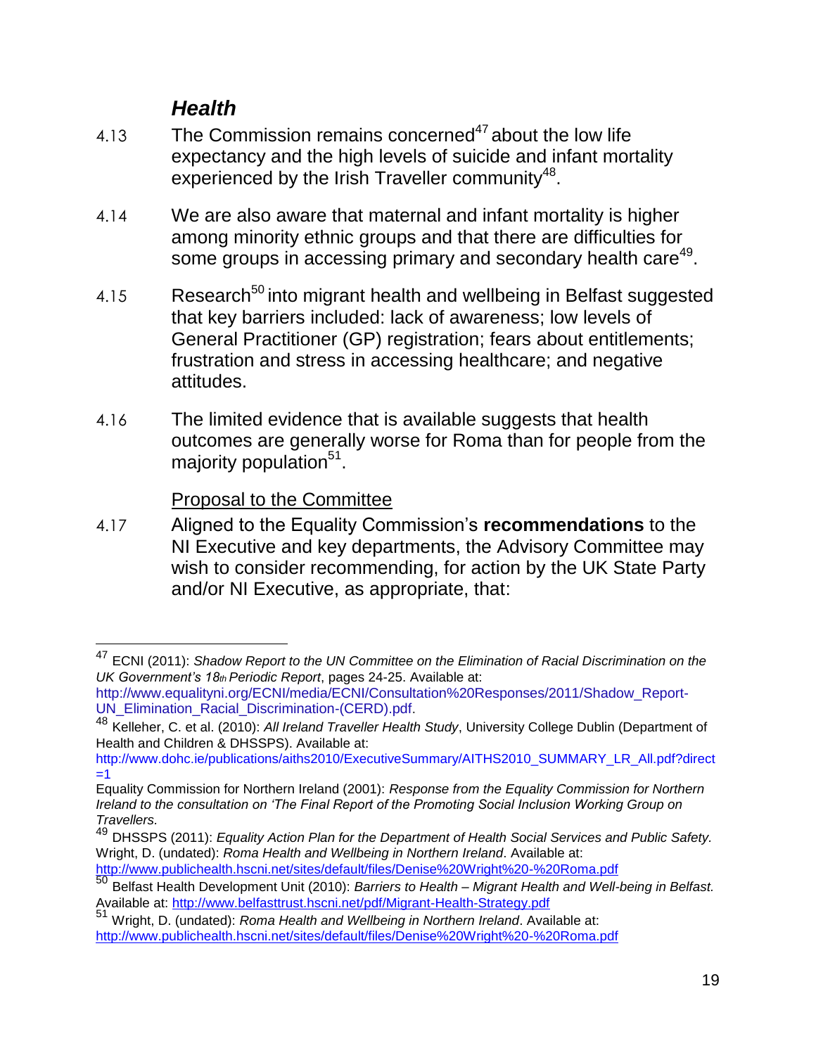### *Health*

4.13 The Commission remains concerned[47] about the low life expectancy and the high levels of suicide and infant mortality experienced by the Irish Traveller community[48].

4.14 We are also aware that maternal and infant mortality is higher among minority ethnic groups and that there are difficulties for some groups in accessing primary and secondary health care[49].

4.15 Research[50] into migrant health and wellbeing in Belfast suggested that key barriers included: lack of awareness; low levels of General Practitioner (GP) registration; fears about entitlements; frustration and stress in accessing healthcare; and negative attitudes.

4.16 The limited evidence that is available suggests that health outcomes are generally worse for Roma than for people from the majority population[51].

Proposal to the Committee

4.17 Aligned to the Equality Commission's **recommendations** to the NI Executive and key departments, the Advisory Committee may wish to consider recommending, for action by the UK State Party and/or NI Executive, as appropriate, that:

---

[47] ECNI (2011): *Shadow Report to the UN Committee on the Elimination of Racial Discrimination on the UK Government's 18th Periodic Report*, pages 24-25. Available at: http://www.equalityni.org/ECNI/media/ECNI/Consultation%20Responses/2011/Shadow_Report-UN_Elimination_Racial_Discrimination-(CERD).pdf.

[48] Kelleher, C. et al. (2010): *All Ireland Traveller Health Study*, University College Dublin (Department of Health and Children & DHSSPS). Available at: http://www.dohc.ie/publications/aiths2010/ExecutiveSummary/AITHS2010_SUMMARY_LR_All.pdf?direct=1

Equality Commission for Northern Ireland (2001): *Response from the Equality Commission for Northern Ireland to the consultation on 'The Final Report of the Promoting Social Inclusion Working Group on Travellers.*

[49] DHSSPS (2011): *Equality Action Plan for the Department of Health Social Services and Public Safety.* Wright, D. (undated): *Roma Health and Wellbeing in Northern Ireland*. Available at: http://www.publichealth.hscni.net/sites/default/files/Denise%20Wright%20-%20Roma.pdf

[50] Belfast Health Development Unit (2010): *Barriers to Health – Migrant Health and Well-being in Belfast.* Available at: http://www.belfasttrust.hscni.net/pdf/Migrant-Health-Strategy.pdf

[51] Wright, D. (undated): *Roma Health and Wellbeing in Northern Ireland*. Available at: http://www.publichealth.hscni.net/sites/default/files/Denise%20Wright%20-%20Roma.pdf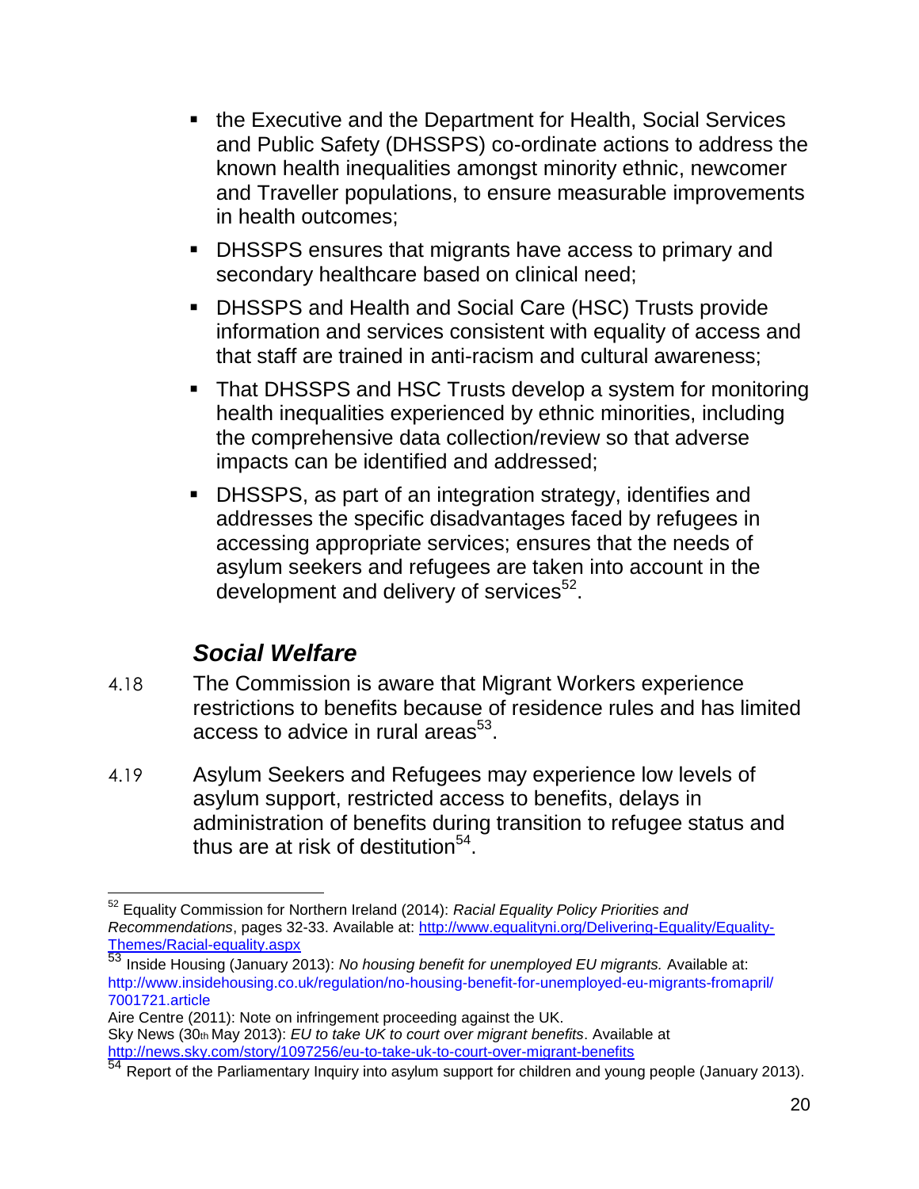- the Executive and the Department for Health, Social Services and Public Safety (DHSSPS) co-ordinate actions to address the known health inequalities amongst minority ethnic, newcomer and Traveller populations, to ensure measurable improvements in health outcomes;
- DHSSPS ensures that migrants have access to primary and secondary healthcare based on clinical need;
- DHSSPS and Health and Social Care (HSC) Trusts provide information and services consistent with equality of access and that staff are trained in anti-racism and cultural awareness;
- That DHSSPS and HSC Trusts develop a system for monitoring health inequalities experienced by ethnic minorities, including the comprehensive data collection/review so that adverse impacts can be identified and addressed;
- DHSSPS, as part of an integration strategy, identifies and addresses the specific disadvantages faced by refugees in accessing appropriate services; ensures that the needs of asylum seekers and refugees are taken into account in the development and delivery of services[52].

### *Social Welfare*

4.18 The Commission is aware that Migrant Workers experience restrictions to benefits because of residence rules and has limited access to advice in rural areas[53].

4.19 Asylum Seekers and Refugees may experience low levels of asylum support, restricted access to benefits, delays in administration of benefits during transition to refugee status and thus are at risk of destitution[54].

---

[52] Equality Commission for Northern Ireland (2014): *Racial Equality Policy Priorities and Recommendations*, pages 32-33. Available at: http://www.equalityni.org/Delivering-Equality/Equality-Themes/Racial-equality.aspx

[53] Inside Housing (January 2013): *No housing benefit for unemployed EU migrants.* Available at: http://www.insidehousing.co.uk/regulation/no-housing-benefit-for-unemployed-eu-migrants-fromapril/7001721.article
Aire Centre (2011): Note on infringement proceeding against the UK.
Sky News (30th May 2013): *EU to take UK to court over migrant benefits*. Available at http://news.sky.com/story/1097256/eu-to-take-uk-to-court-over-migrant-benefits

[54] Report of the Parliamentary Inquiry into asylum support for children and young people (January 2013).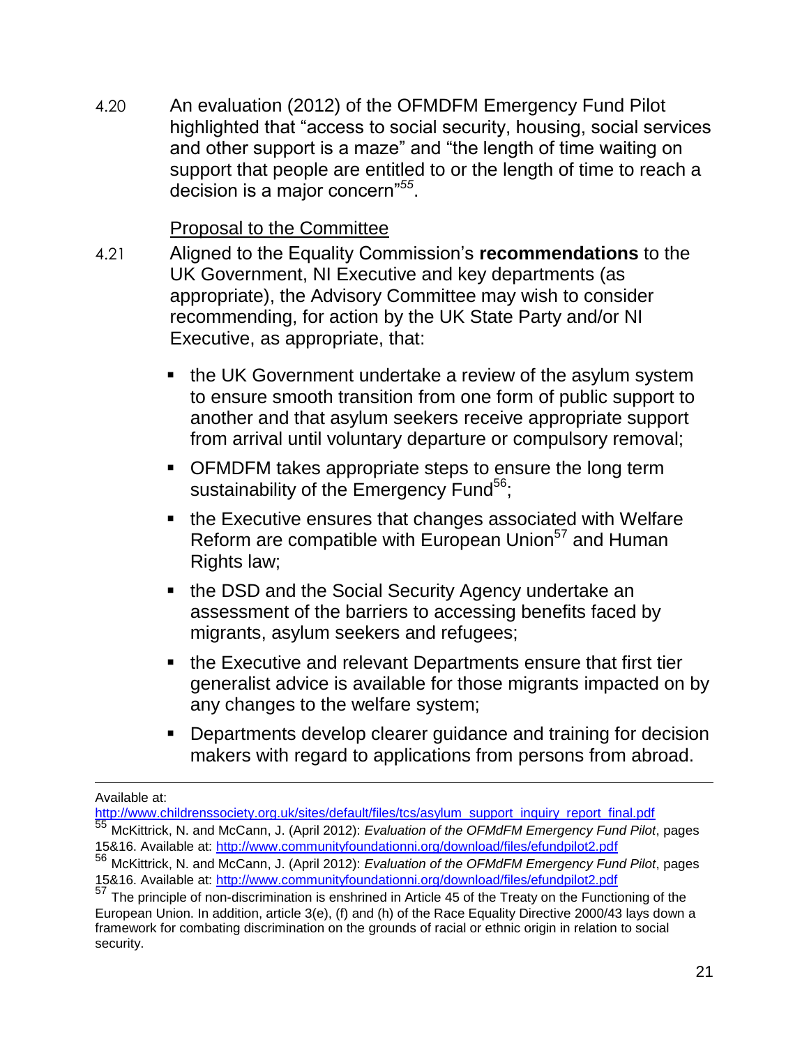4.20 An evaluation (2012) of the OFMDFM Emergency Fund Pilot highlighted that "access to social security, housing, social services and other support is a maze" and "the length of time waiting on support that people are entitled to or the length of time to reach a decision is a major concern"[55].

Proposal to the Committee

4.21 Aligned to the Equality Commission's **recommendations** to the UK Government, NI Executive and key departments (as appropriate), the Advisory Committee may wish to consider recommending, for action by the UK State Party and/or NI Executive, as appropriate, that:

- the UK Government undertake a review of the asylum system to ensure smooth transition from one form of public support to another and that asylum seekers receive appropriate support from arrival until voluntary departure or compulsory removal;
- OFMDFM takes appropriate steps to ensure the long term sustainability of the Emergency Fund[56];
- the Executive ensures that changes associated with Welfare Reform are compatible with European Union[57] and Human Rights law;
- the DSD and the Social Security Agency undertake an assessment of the barriers to accessing benefits faced by migrants, asylum seekers and refugees;
- the Executive and relevant Departments ensure that first tier generalist advice is available for those migrants impacted on by any changes to the welfare system;
- Departments develop clearer guidance and training for decision makers with regard to applications from persons from abroad.

---

Available at: http://www.childrenssociety.org.uk/sites/default/files/tcs/asylum_support_inquiry_report_final.pdf

[55] McKittrick, N. and McCann, J. (April 2012): *Evaluation of the OFMdFM Emergency Fund Pilot*, pages 15&16. Available at: http://www.communityfoundationni.org/download/files/efundpilot2.pdf

[56] McKittrick, N. and McCann, J. (April 2012): *Evaluation of the OFMdFM Emergency Fund Pilot*, pages 15&16. Available at: http://www.communityfoundationni.org/download/files/efundpilot2.pdf

[57] The principle of non-discrimination is enshrined in Article 45 of the Treaty on the Functioning of the European Union. In addition, article 3(e), (f) and (h) of the Race Equality Directive 2000/43 lays down a framework for combating discrimination on the grounds of racial or ethnic origin in relation to social security.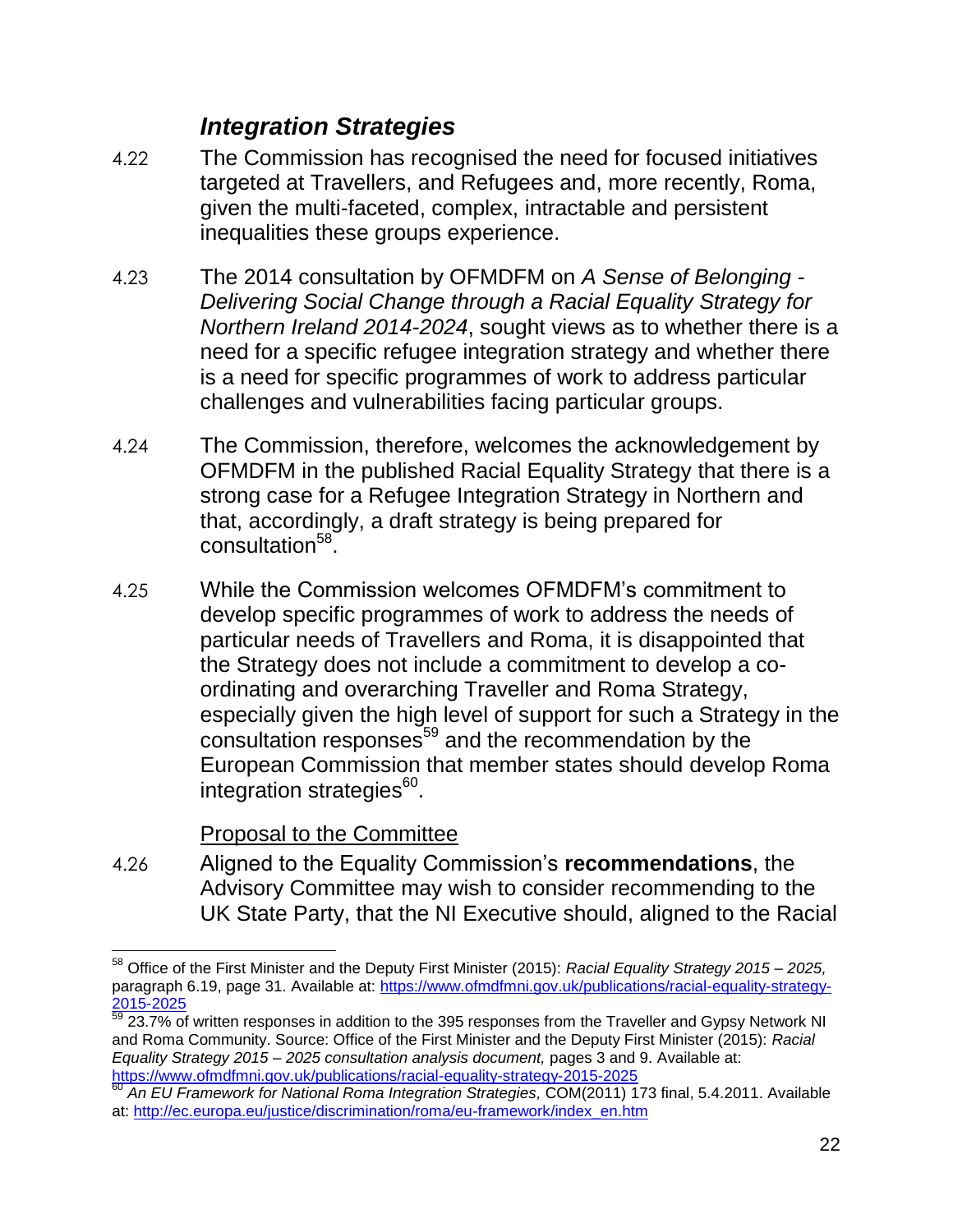### *Integration Strategies*

4.22 The Commission has recognised the need for focused initiatives targeted at Travellers, and Refugees and, more recently, Roma, given the multi-faceted, complex, intractable and persistent inequalities these groups experience.

4.23 The 2014 consultation by OFMDFM on *A Sense of Belonging - Delivering Social Change through a Racial Equality Strategy for Northern Ireland 2014-2024*, sought views as to whether there is a need for a specific refugee integration strategy and whether there is a need for specific programmes of work to address particular challenges and vulnerabilities facing particular groups.

4.24 The Commission, therefore, welcomes the acknowledgement by OFMDFM in the published Racial Equality Strategy that there is a strong case for a Refugee Integration Strategy in Northern and that, accordingly, a draft strategy is being prepared for consultation[58].

4.25 While the Commission welcomes OFMDFM's commitment to develop specific programmes of work to address the needs of particular needs of Travellers and Roma, it is disappointed that the Strategy does not include a commitment to develop a co-ordinating and overarching Traveller and Roma Strategy, especially given the high level of support for such a Strategy in the consultation responses[59] and the recommendation by the European Commission that member states should develop Roma integration strategies[60].

<u>Proposal to the Committee</u>

4.26 Aligned to the Equality Commission's **recommendations**, the Advisory Committee may wish to consider recommending to the UK State Party, that the NI Executive should, aligned to the Racial

---

[58] Office of the First Minister and the Deputy First Minister (2015): *Racial Equality Strategy 2015 – 2025,* paragraph 6.19, page 31. Available at: https://www.ofmdfmni.gov.uk/publications/racial-equality-strategy-2015-2025

[59] 23.7% of written responses in addition to the 395 responses from the Traveller and Gypsy Network NI and Roma Community. Source: Office of the First Minister and the Deputy First Minister (2015): *Racial Equality Strategy 2015 – 2025 consultation analysis document,* pages 3 and 9. Available at: https://www.ofmdfmni.gov.uk/publications/racial-equality-strategy-2015-2025

[60] *An EU Framework for National Roma Integration Strategies,* COM(2011) 173 final, 5.4.2011. Available at: http://ec.europa.eu/justice/discrimination/roma/eu-framework/index_en.htm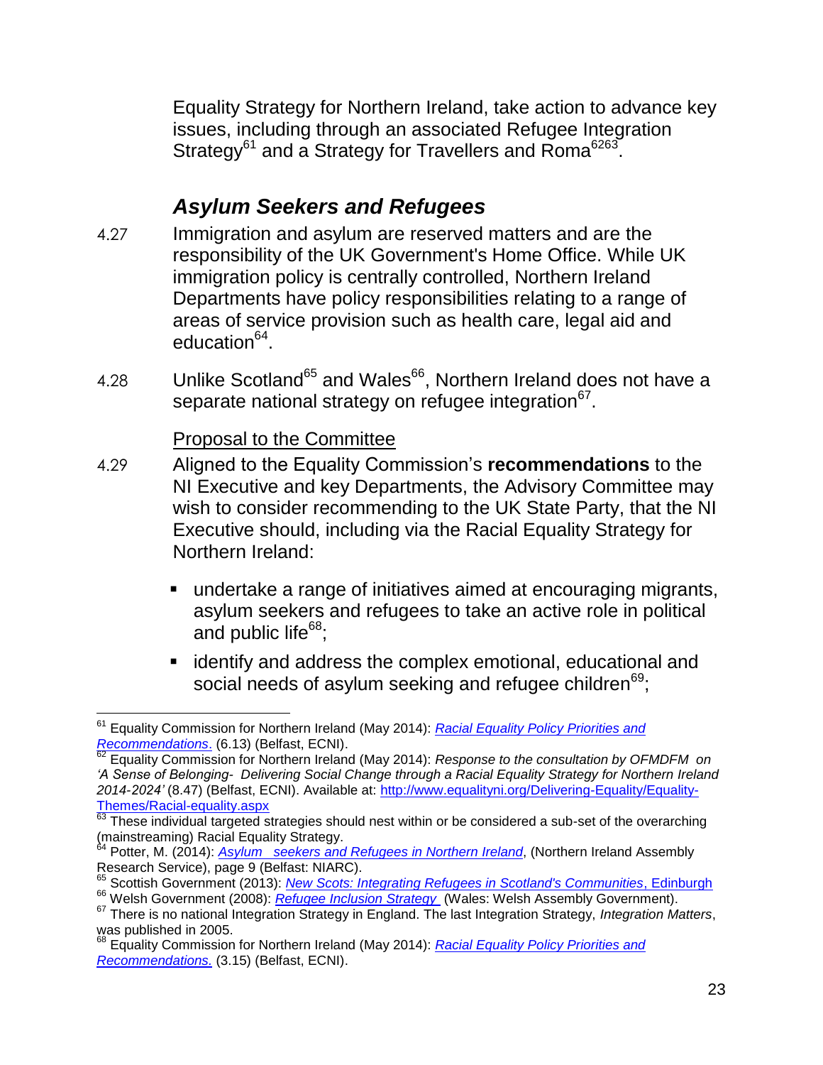Equality Strategy for Northern Ireland, take action to advance key issues, including through an associated Refugee Integration Strategy[61] and a Strategy for Travellers and Roma[62][63].

### *Asylum Seekers and Refugees*

4.27 Immigration and asylum are reserved matters and are the responsibility of the UK Government's Home Office. While UK immigration policy is centrally controlled, Northern Ireland Departments have policy responsibilities relating to a range of areas of service provision such as health care, legal aid and education[64].

4.28 Unlike Scotland[65] and Wales[66], Northern Ireland does not have a separate national strategy on refugee integration[67].

<u>Proposal to the Committee</u>

4.29 Aligned to the Equality Commission's **recommendations** to the NI Executive and key Departments, the Advisory Committee may wish to consider recommending to the UK State Party, that the NI Executive should, including via the Racial Equality Strategy for Northern Ireland:

- undertake a range of initiatives aimed at encouraging migrants, asylum seekers and refugees to take an active role in political and public life[68];
- identify and address the complex emotional, educational and social needs of asylum seeking and refugee children[69];

---

[61] Equality Commission for Northern Ireland (May 2014): *Racial Equality Policy Priorities and Recommendations.* (6.13) (Belfast, ECNI).

[62] Equality Commission for Northern Ireland (May 2014): *Response to the consultation by OFMDFM on 'A Sense of Belonging- Delivering Social Change through a Racial Equality Strategy for Northern Ireland 2014-2024'* (8.47) (Belfast, ECNI). Available at: http://www.equalityni.org/Delivering-Equality/Equality-Themes/Racial-equality.aspx

[63] These individual targeted strategies should nest within or be considered a sub-set of the overarching (mainstreaming) Racial Equality Strategy.

[64] Potter, M. (2014): *Asylum seekers and Refugees in Northern Ireland*, (Northern Ireland Assembly Research Service), page 9 (Belfast: NIARC).

[65] Scottish Government (2013): *New Scots: Integrating Refugees in Scotland's Communities*, Edinburgh

[66] Welsh Government (2008): *Refugee Inclusion Strategy* (Wales: Welsh Assembly Government).

[67] There is no national Integration Strategy in England. The last Integration Strategy, *Integration Matters*, was published in 2005.

[68] Equality Commission for Northern Ireland (May 2014): *Racial Equality Policy Priorities and Recommendations.* (3.15) (Belfast, ECNI).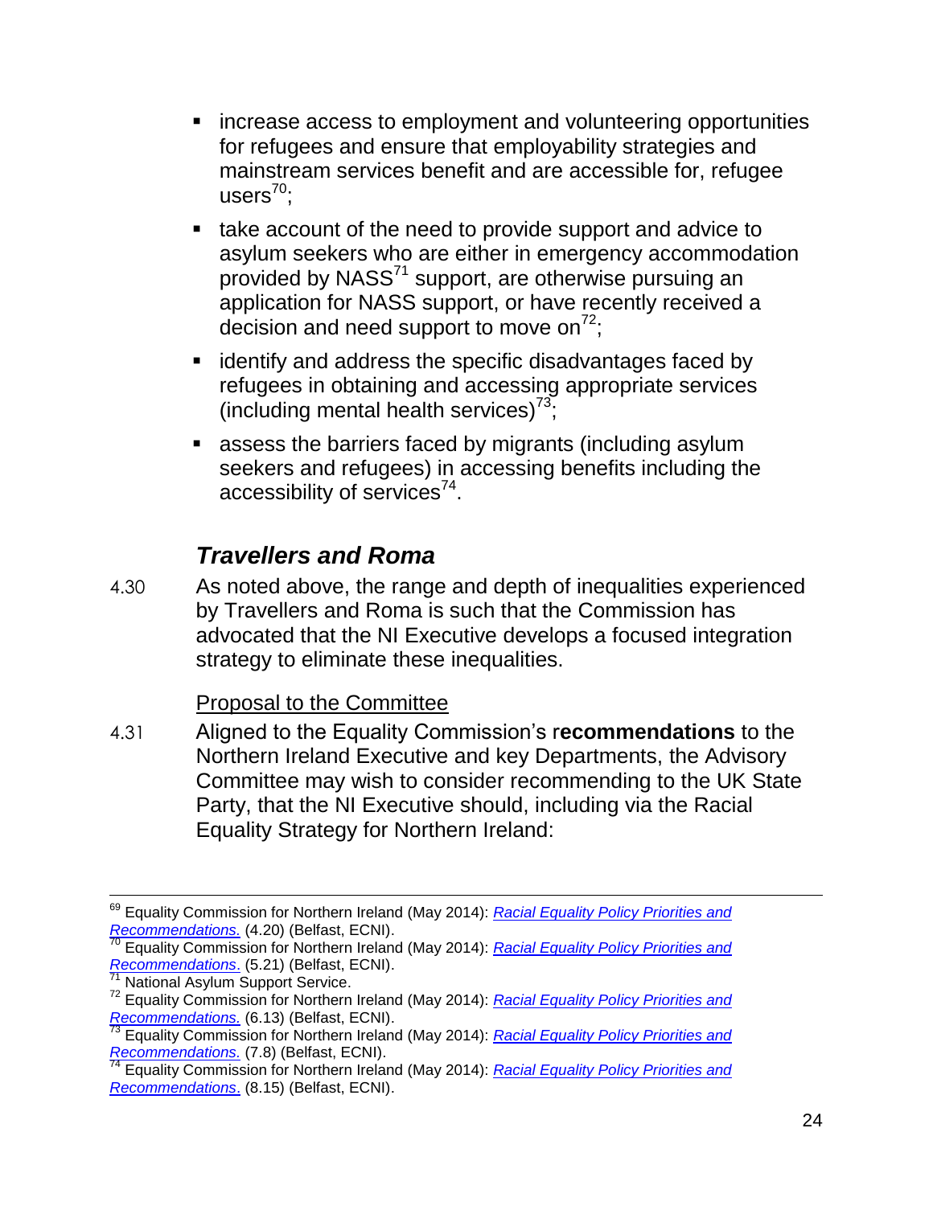- increase access to employment and volunteering opportunities for refugees and ensure that employability strategies and mainstream services benefit and are accessible for, refugee users[70];
- take account of the need to provide support and advice to asylum seekers who are either in emergency accommodation provided by NASS[71] support, are otherwise pursuing an application for NASS support, or have recently received a decision and need support to move on[72];
- identify and address the specific disadvantages faced by refugees in obtaining and accessing appropriate services (including mental health services)[73];
- assess the barriers faced by migrants (including asylum seekers and refugees) in accessing benefits including the accessibility of services[74].

### *Travellers and Roma*

4.30 As noted above, the range and depth of inequalities experienced by Travellers and Roma is such that the Commission has advocated that the NI Executive develops a focused integration strategy to eliminate these inequalities.

<u>Proposal to the Committee</u>

4.31 Aligned to the Equality Commission's r**ecommendations** to the Northern Ireland Executive and key Departments, the Advisory Committee may wish to consider recommending to the UK State Party, that the NI Executive should, including via the Racial Equality Strategy for Northern Ireland:

---

[69] Equality Commission for Northern Ireland (May 2014): *Racial Equality Policy Priorities and Recommendations.* (4.20) (Belfast, ECNI).

[70] Equality Commission for Northern Ireland (May 2014): *Racial Equality Policy Priorities and Recommendations.* (5.21) (Belfast, ECNI).

[71] National Asylum Support Service.

[72] Equality Commission for Northern Ireland (May 2014): *Racial Equality Policy Priorities and Recommendations.* (6.13) (Belfast, ECNI).

[73] Equality Commission for Northern Ireland (May 2014): *Racial Equality Policy Priorities and Recommendations.* (7.8) (Belfast, ECNI).

[74] Equality Commission for Northern Ireland (May 2014): *Racial Equality Policy Priorities and Recommendations.* (8.15) (Belfast, ECNI).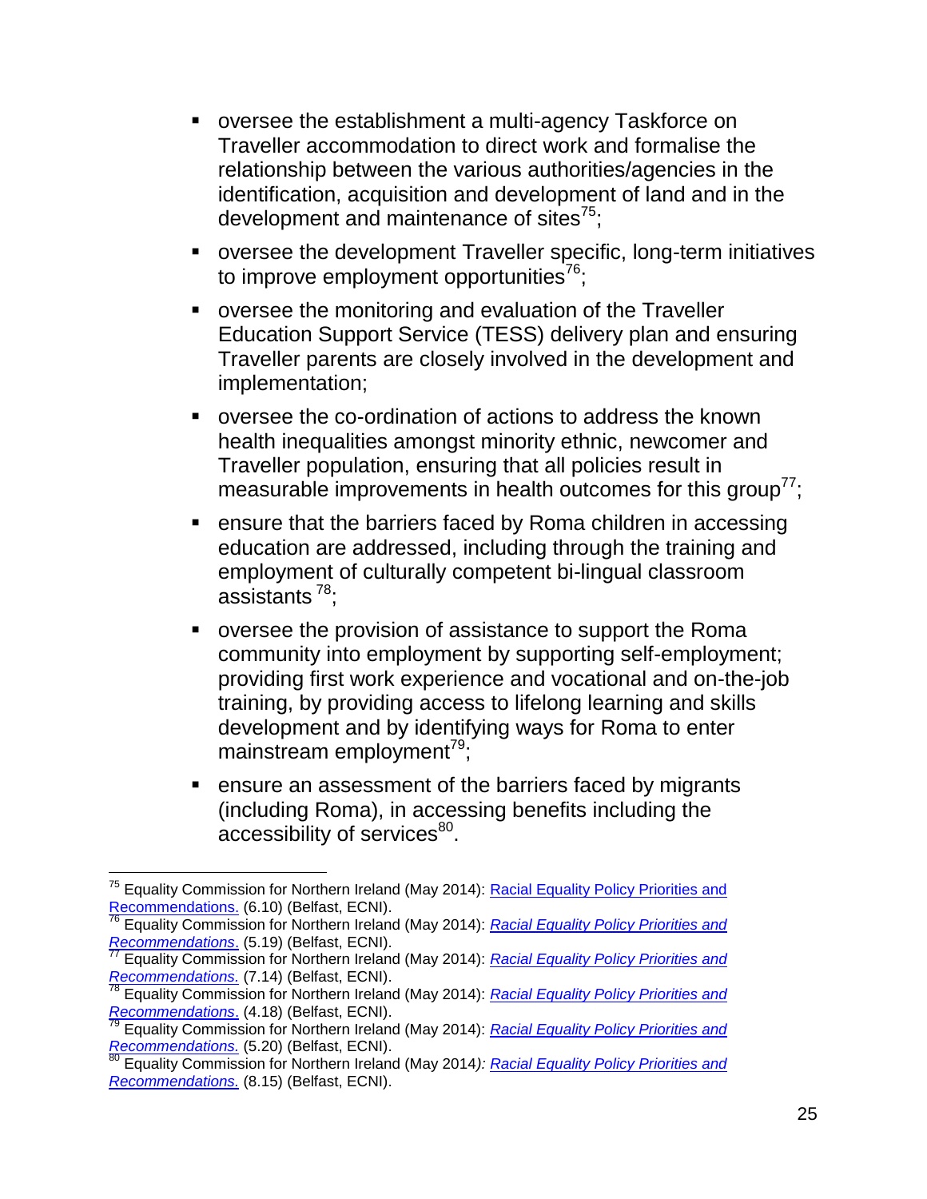- oversee the establishment a multi-agency Taskforce on Traveller accommodation to direct work and formalise the relationship between the various authorities/agencies in the identification, acquisition and development of land and in the development and maintenance of sites[75];
- oversee the development Traveller specific, long-term initiatives to improve employment opportunities[76];
- oversee the monitoring and evaluation of the Traveller Education Support Service (TESS) delivery plan and ensuring Traveller parents are closely involved in the development and implementation;
- oversee the co-ordination of actions to address the known health inequalities amongst minority ethnic, newcomer and Traveller population, ensuring that all policies result in measurable improvements in health outcomes for this group[77];
- ensure that the barriers faced by Roma children in accessing education are addressed, including through the training and employment of culturally competent bi-lingual classroom assistants [78];
- oversee the provision of assistance to support the Roma community into employment by supporting self-employment; providing first work experience and vocational and on-the-job training, by providing access to lifelong learning and skills development and by identifying ways for Roma to enter mainstream employment[79];
- ensure an assessment of the barriers faced by migrants (including Roma), in accessing benefits including the accessibility of services[80].

---

[75] Equality Commission for Northern Ireland (May 2014): Racial Equality Policy Priorities and Recommendations. (6.10) (Belfast, ECNI).
[76] Equality Commission for Northern Ireland (May 2014): *Racial Equality Policy Priorities and Recommendations*. (5.19) (Belfast, ECNI).
[77] Equality Commission for Northern Ireland (May 2014): *Racial Equality Policy Priorities and Recommendations.* (7.14) (Belfast, ECNI).
[78] Equality Commission for Northern Ireland (May 2014): *Racial Equality Policy Priorities and Recommendations*. (4.18) (Belfast, ECNI).
[79] Equality Commission for Northern Ireland (May 2014): *Racial Equality Policy Priorities and Recommendations.* (5.20) (Belfast, ECNI).
[80] Equality Commission for Northern Ireland (May 2014*): Racial Equality Policy Priorities and Recommendations.* (8.15) (Belfast, ECNI).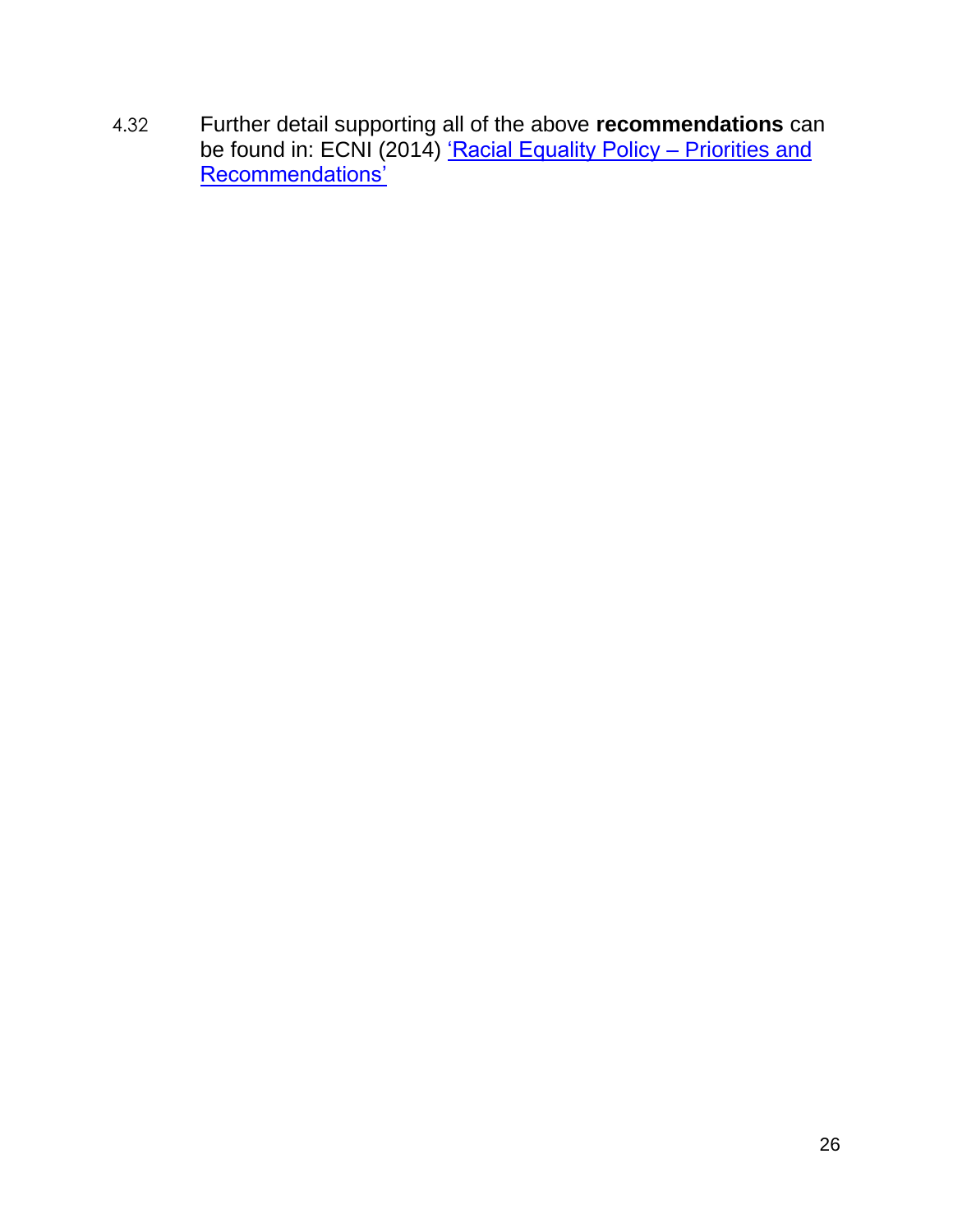4.32 Further detail supporting all of the above **recommendations** can be found in: ECNI (2014) 'Racial Equality Policy – Priorities and Recommendations'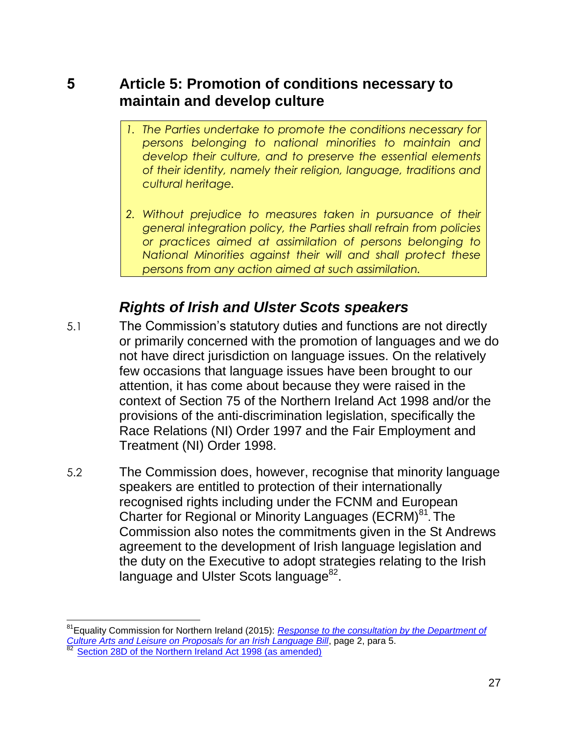## 5 Article 5: Promotion of conditions necessary to maintain and develop culture

> *1. The Parties undertake to promote the conditions necessary for persons belonging to national minorities to maintain and develop their culture, and to preserve the essential elements of their identity, namely their religion, language, traditions and cultural heritage.*
>
> *2. Without prejudice to measures taken in pursuance of their general integration policy, the Parties shall refrain from policies or practices aimed at assimilation of persons belonging to National Minorities against their will and shall protect these persons from any action aimed at such assimilation.*

### *Rights of Irish and Ulster Scots speakers*

5.1 The Commission's statutory duties and functions are not directly or primarily concerned with the promotion of languages and we do not have direct jurisdiction on language issues. On the relatively few occasions that language issues have been brought to our attention, it has come about because they were raised in the context of Section 75 of the Northern Ireland Act 1998 and/or the provisions of the anti-discrimination legislation, specifically the Race Relations (NI) Order 1997 and the Fair Employment and Treatment (NI) Order 1998.

5.2 The Commission does, however, recognise that minority language speakers are entitled to protection of their internationally recognised rights including under the FCNM and European Charter for Regional or Minority Languages (ECRM)[81]. The Commission also notes the commitments given in the St Andrews agreement to the development of Irish language legislation and the duty on the Executive to adopt strategies relating to the Irish language and Ulster Scots language[82].

---

[81] Equality Commission for Northern Ireland (2015): *Response to the consultation by the Department of Culture Arts and Leisure on Proposals for an Irish Language Bill*, page 2, para 5.

[82] Section 28D of the Northern Ireland Act 1998 (as amended)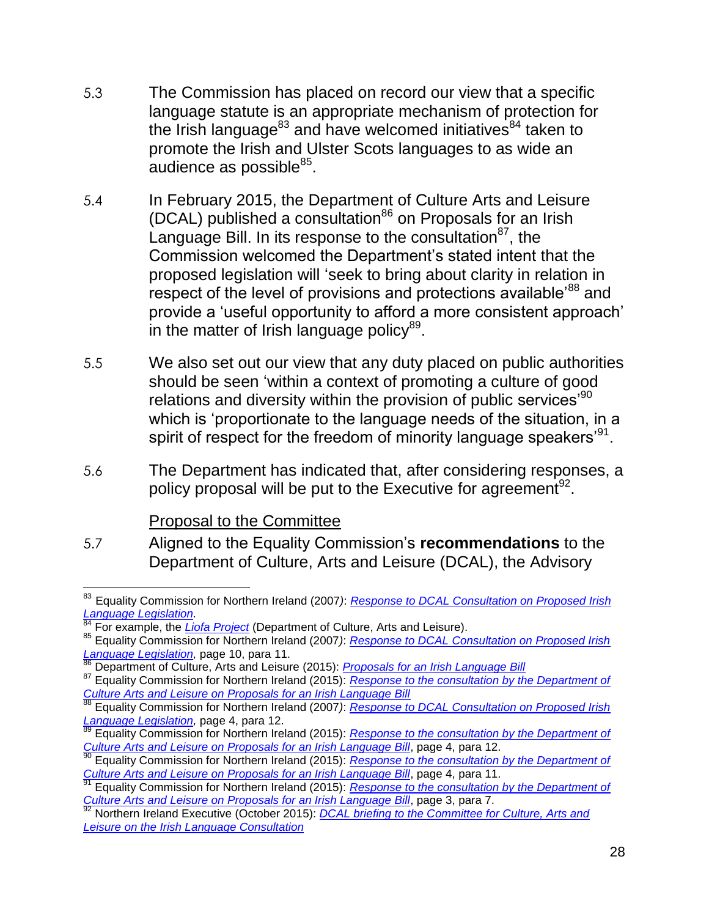5.3 The Commission has placed on record our view that a specific language statute is an appropriate mechanism of protection for the Irish language[83] and have welcomed initiatives[84] taken to promote the Irish and Ulster Scots languages to as wide an audience as possible[85].

5.4 In February 2015, the Department of Culture Arts and Leisure (DCAL) published a consultation[86] on Proposals for an Irish Language Bill. In its response to the consultation[87], the Commission welcomed the Department's stated intent that the proposed legislation will 'seek to bring about clarity in relation in respect of the level of provisions and protections available'[88] and provide a 'useful opportunity to afford a more consistent approach' in the matter of Irish language policy[89].

5.5 We also set out our view that any duty placed on public authorities should be seen 'within a context of promoting a culture of good relations and diversity within the provision of public services'[90] which is 'proportionate to the language needs of the situation, in a spirit of respect for the freedom of minority language speakers'[91].

5.6 The Department has indicated that, after considering responses, a policy proposal will be put to the Executive for agreement[92].

<u>Proposal to the Committee</u>

5.7 Aligned to the Equality Commission's **recommendations** to the Department of Culture, Arts and Leisure (DCAL), the Advisory

---

[83] Equality Commission for Northern Ireland (2007): *Response to DCAL Consultation on Proposed Irish Language Legislation.*

[84] For example, the *Liofa Project* (Department of Culture, Arts and Leisure).

[85] Equality Commission for Northern Ireland (2007): *Response to DCAL Consultation on Proposed Irish Language Legislation*, page 10, para 11.

[86] Department of Culture, Arts and Leisure (2015): *Proposals for an Irish Language Bill*

[87] Equality Commission for Northern Ireland (2015): *Response to the consultation by the Department of Culture Arts and Leisure on Proposals for an Irish Language Bill*

[88] Equality Commission for Northern Ireland (2007): *Response to DCAL Consultation on Proposed Irish Language Legislation*, page 4, para 12.

[89] Equality Commission for Northern Ireland (2015): *Response to the consultation by the Department of Culture Arts and Leisure on Proposals for an Irish Language Bill*, page 4, para 12.

[90] Equality Commission for Northern Ireland (2015): *Response to the consultation by the Department of Culture Arts and Leisure on Proposals for an Irish Language Bill*, page 4, para 11.

[91] Equality Commission for Northern Ireland (2015): *Response to the consultation by the Department of Culture Arts and Leisure on Proposals for an Irish Language Bill*, page 3, para 7.

[92] Northern Ireland Executive (October 2015): *DCAL briefing to the Committee for Culture, Arts and Leisure on the Irish Language Consultation*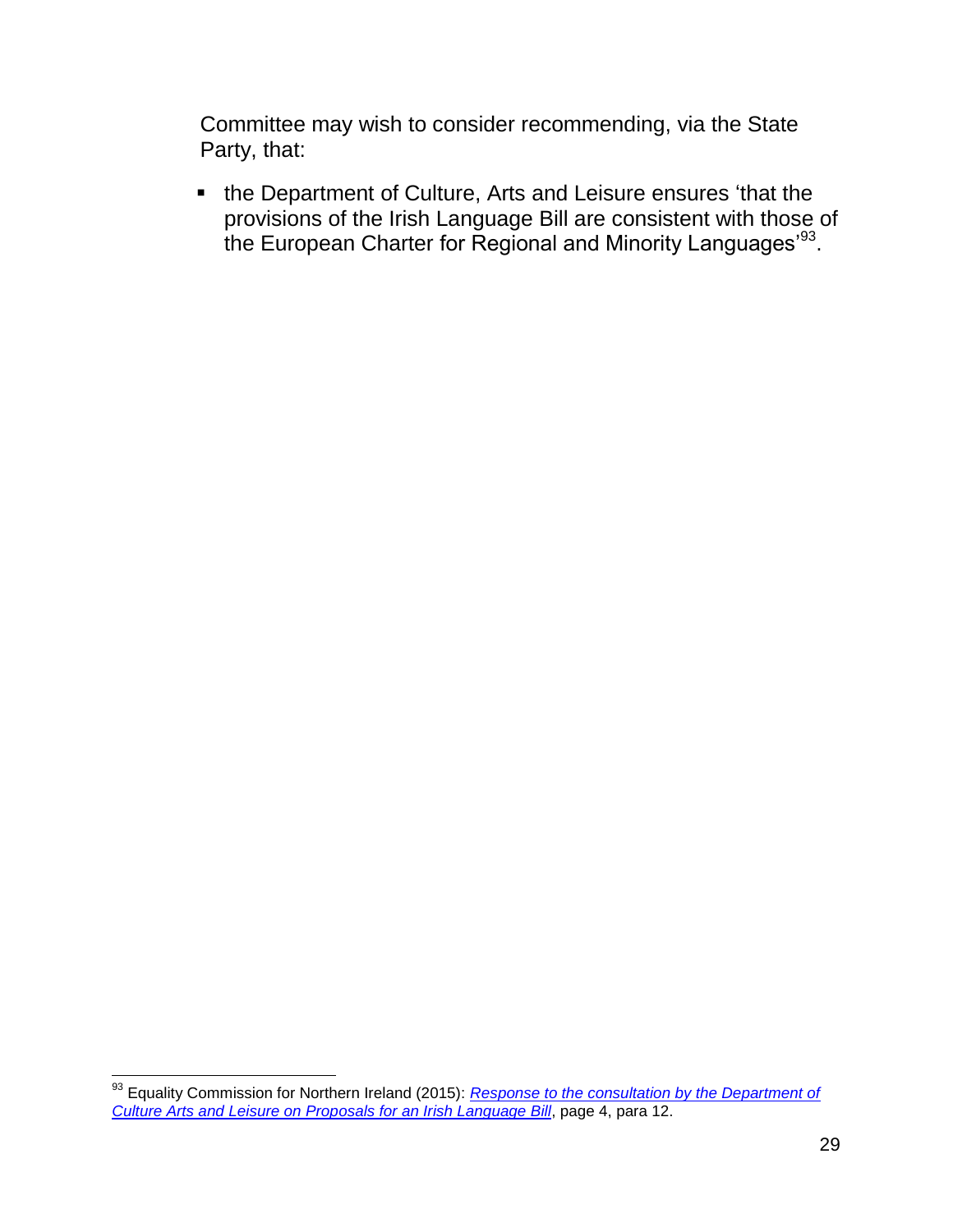Committee may wish to consider recommending, via the State Party, that:

- the Department of Culture, Arts and Leisure ensures 'that the provisions of the Irish Language Bill are consistent with those of the European Charter for Regional and Minority Languages'[93].

[93] Equality Commission for Northern Ireland (2015): *Response to the consultation by the Department of Culture Arts and Leisure on Proposals for an Irish Language Bill*, page 4, para 12.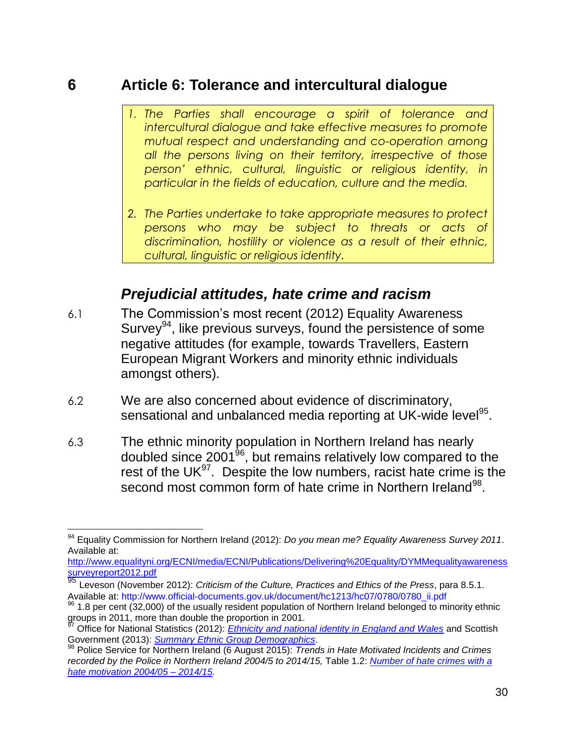# 6 Article 6: Tolerance and intercultural dialogue

> *1. The Parties shall encourage a spirit of tolerance and intercultural dialogue and take effective measures to promote mutual respect and understanding and co-operation among all the persons living on their territory, irrespective of those person' ethnic, cultural, linguistic or religious identity, in particular in the fields of education, culture and the media.*
>
> *2. The Parties undertake to take appropriate measures to protect persons who may be subject to threats or acts of discrimination, hostility or violence as a result of their ethnic, cultural, linguistic or religious identity.*

## *Prejudicial attitudes, hate crime and racism*

6.1 The Commission's most recent (2012) Equality Awareness Survey[94], like previous surveys, found the persistence of some negative attitudes (for example, towards Travellers, Eastern European Migrant Workers and minority ethnic individuals amongst others).

6.2 We are also concerned about evidence of discriminatory, sensational and unbalanced media reporting at UK-wide level[95].

6.3 The ethnic minority population in Northern Ireland has nearly doubled since 2001[96], but remains relatively low compared to the rest of the UK[97]. Despite the low numbers, racist hate crime is the second most common form of hate crime in Northern Ireland[98].

---

[94] Equality Commission for Northern Ireland (2012): *Do you mean me? Equality Awareness Survey 2011*. Available at: http://www.equalityni.org/ECNI/media/ECNI/Publications/Delivering%20Equality/DYMMequalityawarenesssurveyreport2012.pdf

[95] Leveson (November 2012): *Criticism of the Culture, Practices and Ethics of the Press*, para 8.5.1. Available at: http://www.official-documents.gov.uk/document/hc1213/hc07/0780/0780_ii.pdf

[96] 1.8 per cent (32,000) of the usually resident population of Northern Ireland belonged to minority ethnic groups in 2011, more than double the proportion in 2001.

[97] Office for National Statistics (2012): *Ethnicity and national identity in England and Wales* and Scottish Government (2013): *Summary Ethnic Group Demographics*.

[98] Police Service for Northern Ireland (6 August 2015): *Trends in Hate Motivated Incidents and Crimes recorded by the Police in Northern Ireland 2004/5 to 2014/15,* Table 1.2: *Number of hate crimes with a hate motivation 2004/05 – 2014/15.*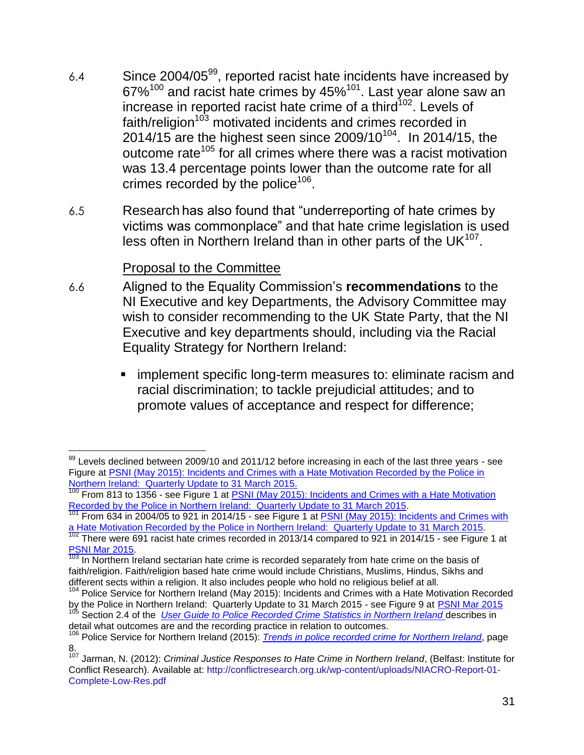6.4 Since 2004/05[99], reported racist hate incidents have increased by 67%[100] and racist hate crimes by 45%[101]. Last year alone saw an increase in reported racist hate crime of a third[102]. Levels of faith/religion[103] motivated incidents and crimes recorded in 2014/15 are the highest seen since 2009/10[104]. In 2014/15, the outcome rate[105] for all crimes where there was a racist motivation was 13.4 percentage points lower than the outcome rate for all crimes recorded by the police[106].

6.5 Research has also found that "underreporting of hate crimes by victims was commonplace" and that hate crime legislation is used less often in Northern Ireland than in other parts of the UK[107].

Proposal to the Committee

6.6 Aligned to the Equality Commission's **recommendations** to the NI Executive and key Departments, the Advisory Committee may wish to consider recommending to the UK State Party, that the NI Executive and key departments should, including via the Racial Equality Strategy for Northern Ireland:

- implement specific long-term measures to: eliminate racism and racial discrimination; to tackle prejudicial attitudes; and to promote values of acceptance and respect for difference;

---

[99] Levels declined between 2009/10 and 2011/12 before increasing in each of the last three years - see Figure at PSNI (May 2015): Incidents and Crimes with a Hate Motivation Recorded by the Police in Northern Ireland: Quarterly Update to 31 March 2015.

[100] From 813 to 1356 - see Figure 1 at PSNI (May 2015): Incidents and Crimes with a Hate Motivation Recorded by the Police in Northern Ireland: Quarterly Update to 31 March 2015.

[101] From 634 in 2004/05 to 921 in 2014/15 - see Figure 1 at PSNI (May 2015): Incidents and Crimes with a Hate Motivation Recorded by the Police in Northern Ireland: Quarterly Update to 31 March 2015.

[102] There were 691 racist hate crimes recorded in 2013/14 compared to 921 in 2014/15 - see Figure 1 at PSNI Mar 2015.

[103] In Northern Ireland sectarian hate crime is recorded separately from hate crime on the basis of faith/religion. Faith/religion based hate crime would include Christians, Muslims, Hindus, Sikhs and different sects within a religion. It also includes people who hold no religious belief at all.

[104] Police Service for Northern Ireland (May 2015): Incidents and Crimes with a Hate Motivation Recorded by the Police in Northern Ireland: Quarterly Update to 31 March 2015 - see Figure 9 at PSNI Mar 2015

[105] Section 2.4 of the *User Guide to Police Recorded Crime Statistics in Northern Ireland* describes in detail what outcomes are and the recording practice in relation to outcomes.

[106] Police Service for Northern Ireland (2015): *Trends in police recorded crime for Northern Ireland*, page 8.

[107] Jarman, N. (2012): *Criminal Justice Responses to Hate Crime in Northern Ireland*, (Belfast: Institute for Conflict Research). Available at: http://conflictresearch.org.uk/wp-content/uploads/NIACRO-Report-01-Complete-Low-Res.pdf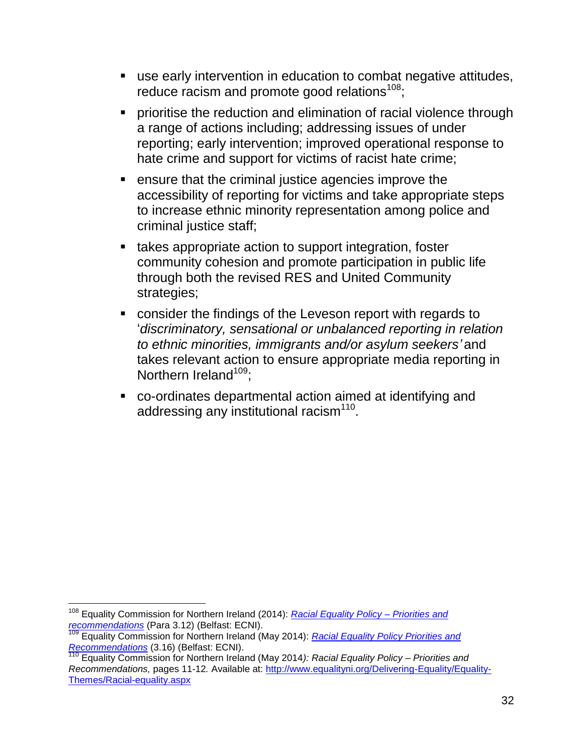- use early intervention in education to combat negative attitudes, reduce racism and promote good relations[108];
- prioritise the reduction and elimination of racial violence through a range of actions including; addressing issues of under reporting; early intervention; improved operational response to hate crime and support for victims of racist hate crime;
- ensure that the criminal justice agencies improve the accessibility of reporting for victims and take appropriate steps to increase ethnic minority representation among police and criminal justice staff;
- takes appropriate action to support integration, foster community cohesion and promote participation in public life through both the revised RES and United Community strategies;
- consider the findings of the Leveson report with regards to '*discriminatory, sensational or unbalanced reporting in relation to ethnic minorities, immigrants and/or asylum seekers'* and takes relevant action to ensure appropriate media reporting in Northern Ireland[109];
- co-ordinates departmental action aimed at identifying and addressing any institutional racism[110].

---

[108] Equality Commission for Northern Ireland (2014): *Racial Equality Policy – Priorities and recommendations* (Para 3.12) (Belfast: ECNI).

[109] Equality Commission for Northern Ireland (May 2014): *Racial Equality Policy Priorities and Recommendations* (3.16) (Belfast: ECNI).

[110] Equality Commission for Northern Ireland (May 2014*): Racial Equality Policy – Priorities and Recommendations,* pages 11-12*.* Available at: http://www.equalityni.org/Delivering-Equality/Equality-Themes/Racial-equality.aspx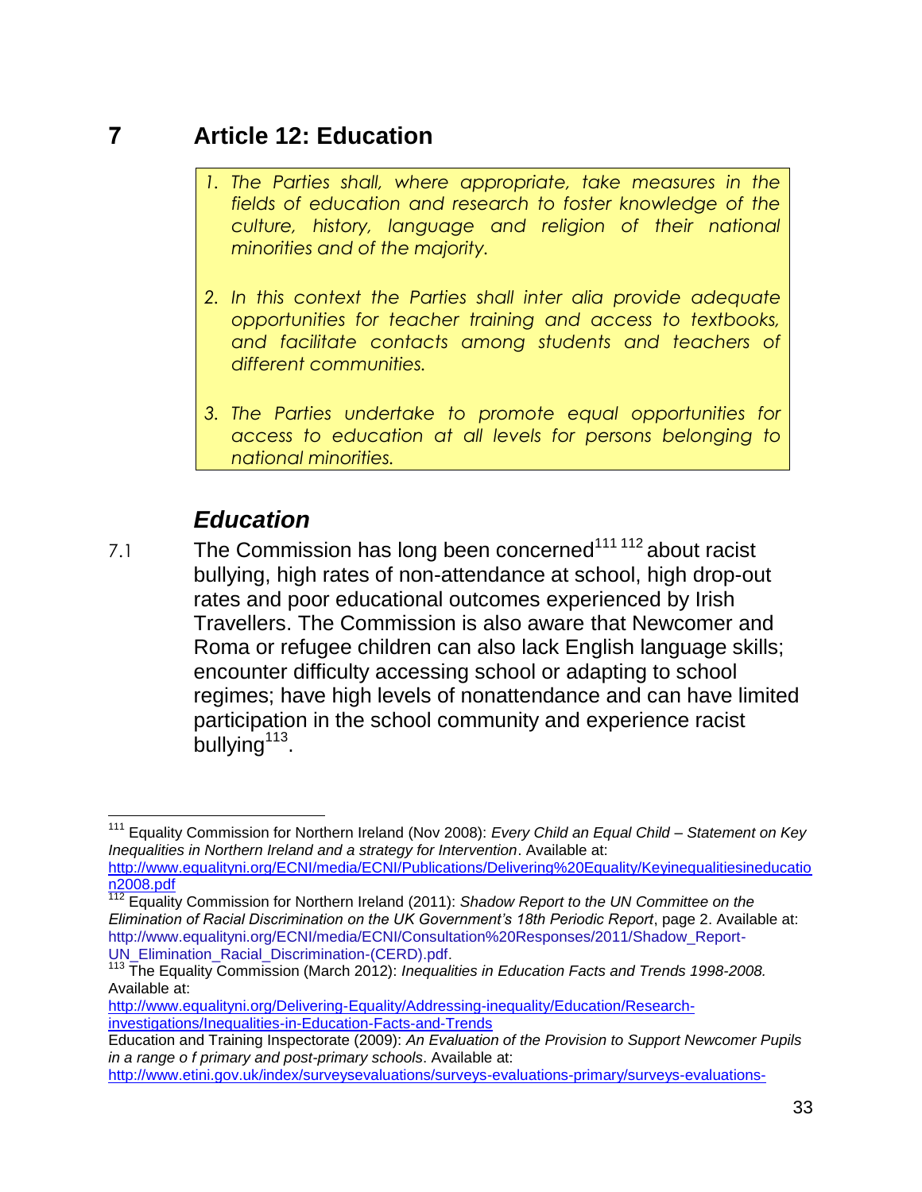# 7 Article 12: Education

> 1. *The Parties shall, where appropriate, take measures in the fields of education and research to foster knowledge of the culture, history, language and religion of their national minorities and of the majority.*
> 2. *In this context the Parties shall inter alia provide adequate opportunities for teacher training and access to textbooks, and facilitate contacts among students and teachers of different communities.*
> 3. *The Parties undertake to promote equal opportunities for access to education at all levels for persons belonging to national minorities.*

## *Education*

7.1 The Commission has long been concerned[111] [112] about racist bullying, high rates of non-attendance at school, high drop-out rates and poor educational outcomes experienced by Irish Travellers. The Commission is also aware that Newcomer and Roma or refugee children can also lack English language skills; encounter difficulty accessing school or adapting to school regimes; have high levels of nonattendance and can have limited participation in the school community and experience racist bullying[113].

---

[111] Equality Commission for Northern Ireland (Nov 2008): *Every Child an Equal Child – Statement on Key Inequalities in Northern Ireland and a strategy for Intervention*. Available at: http://www.equalityni.org/ECNI/media/ECNI/Publications/Delivering%20Equality/Keyinequalitiesineducation2008.pdf

[112] Equality Commission for Northern Ireland (2011): *Shadow Report to the UN Committee on the Elimination of Racial Discrimination on the UK Government's 18th Periodic Report*, page 2. Available at: http://www.equalityni.org/ECNI/media/ECNI/Consultation%20Responses/2011/Shadow_Report-UN_Elimination_Racial_Discrimination-(CERD).pdf.

[113] The Equality Commission (March 2012): *Inequalities in Education Facts and Trends 1998-2008.* Available at: http://www.equalityni.org/Delivering-Equality/Addressing-inequality/Education/Research-investigations/Inequalities-in-Education-Facts-and-Trends

Education and Training Inspectorate (2009): *An Evaluation of the Provision to Support Newcomer Pupils in a range o f primary and post-primary schools*. Available at: http://www.etini.gov.uk/index/surveysevaluations/surveys-evaluations-primary/surveys-evaluations-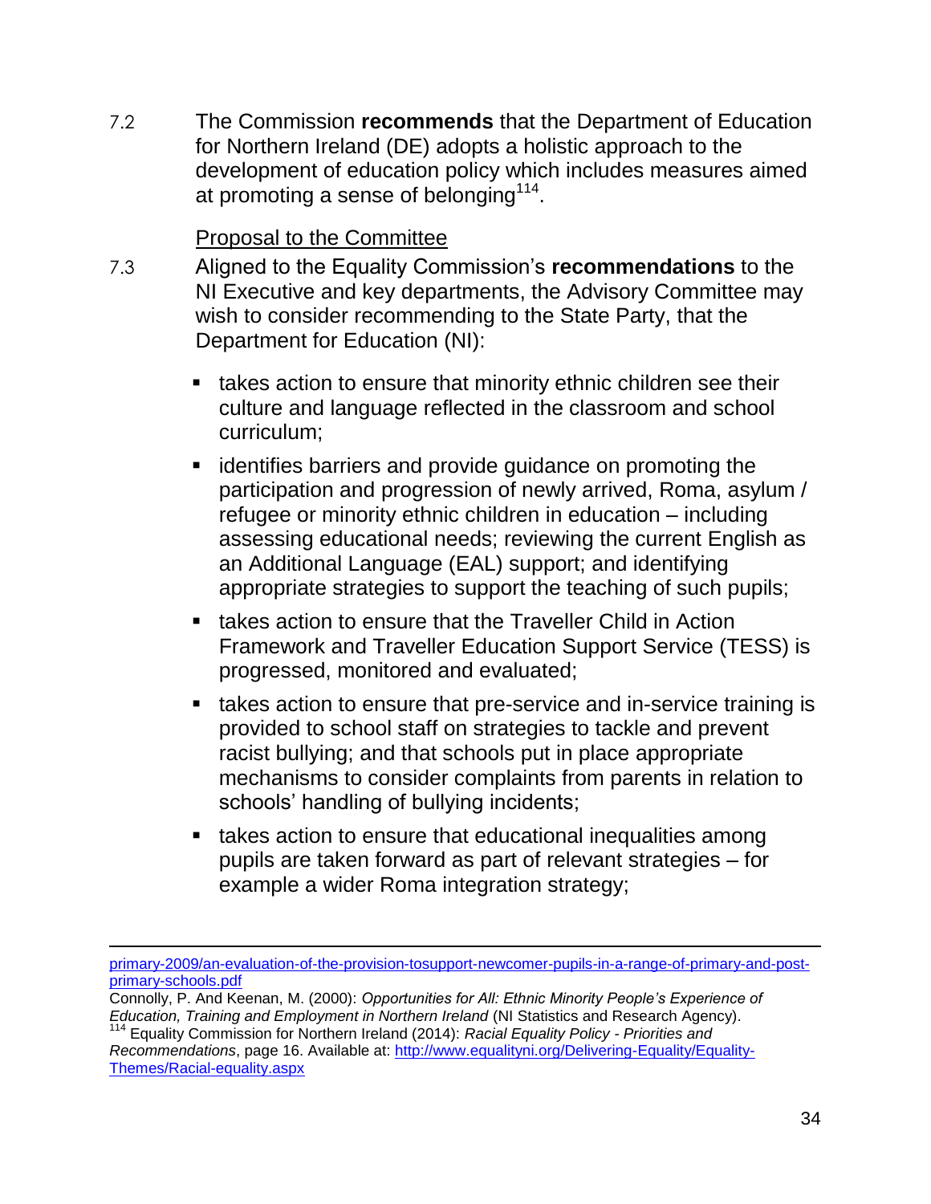7.2 The Commission **recommends** that the Department of Education for Northern Ireland (DE) adopts a holistic approach to the development of education policy which includes measures aimed at promoting a sense of belonging[114].

Proposal to the Committee

7.3 Aligned to the Equality Commission's **recommendations** to the NI Executive and key departments, the Advisory Committee may wish to consider recommending to the State Party, that the Department for Education (NI):

- takes action to ensure that minority ethnic children see their culture and language reflected in the classroom and school curriculum;
- identifies barriers and provide guidance on promoting the participation and progression of newly arrived, Roma, asylum / refugee or minority ethnic children in education – including assessing educational needs; reviewing the current English as an Additional Language (EAL) support; and identifying appropriate strategies to support the teaching of such pupils;
- takes action to ensure that the Traveller Child in Action Framework and Traveller Education Support Service (TESS) is progressed, monitored and evaluated;
- takes action to ensure that pre-service and in-service training is provided to school staff on strategies to tackle and prevent racist bullying; and that schools put in place appropriate mechanisms to consider complaints from parents in relation to schools' handling of bullying incidents;
- takes action to ensure that educational inequalities among pupils are taken forward as part of relevant strategies – for example a wider Roma integration strategy;

---

primary-2009/an-evaluation-of-the-provision-tosupport-newcomer-pupils-in-a-range-of-primary-and-post-primary-schools.pdf

Connolly, P. And Keenan, M. (2000): *Opportunities for All: Ethnic Minority People's Experience of Education, Training and Employment in Northern Ireland* (NI Statistics and Research Agency).

[114] Equality Commission for Northern Ireland (2014): *Racial Equality Policy - Priorities and Recommendations*, page 16. Available at: http://www.equalityni.org/Delivering-Equality/Equality-Themes/Racial-equality.aspx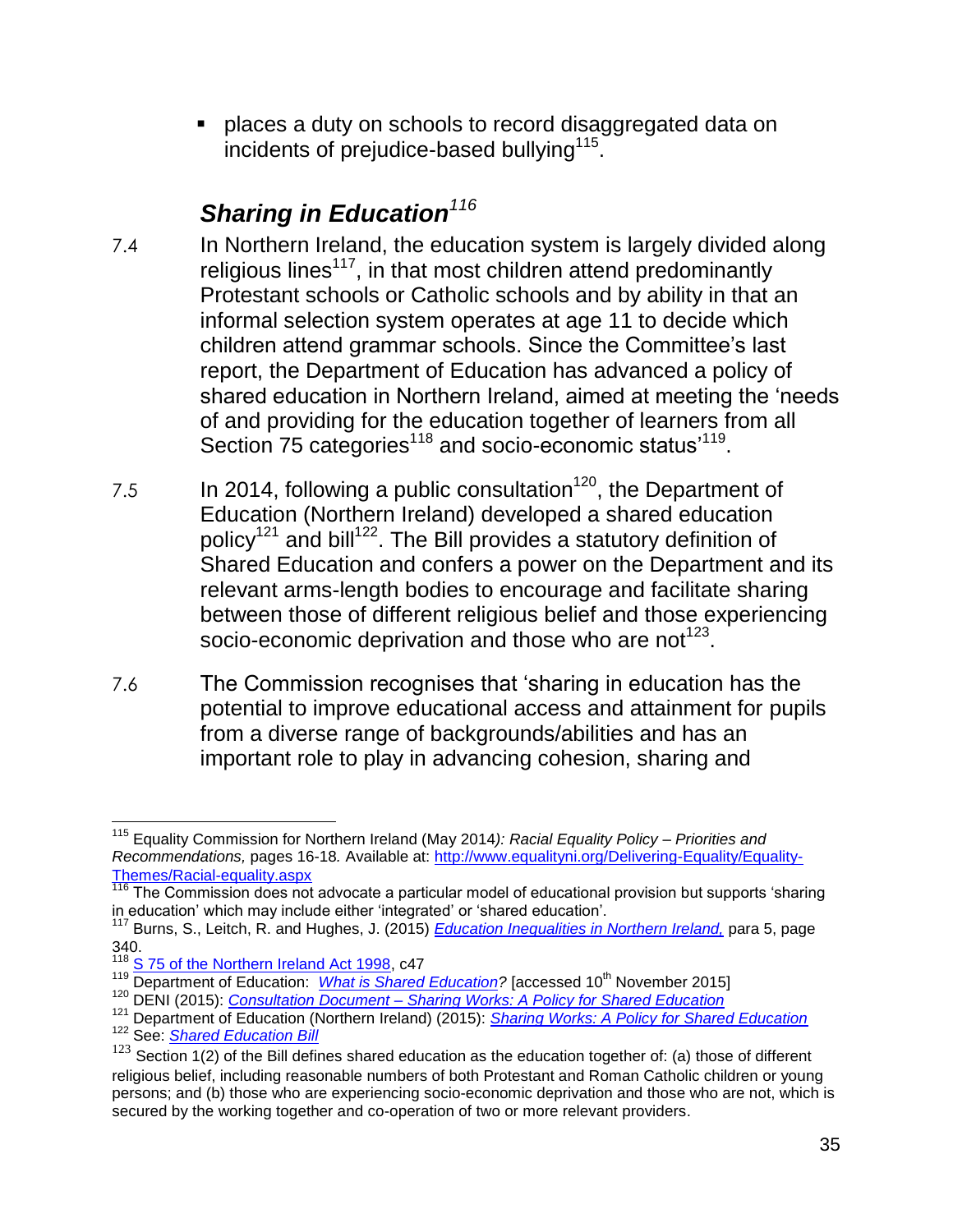- places a duty on schools to record disaggregated data on incidents of prejudice-based bullying[115].

### *Sharing in Education*[116]

7.4 In Northern Ireland, the education system is largely divided along religious lines[117], in that most children attend predominantly Protestant schools or Catholic schools and by ability in that an informal selection system operates at age 11 to decide which children attend grammar schools. Since the Committee's last report, the Department of Education has advanced a policy of shared education in Northern Ireland, aimed at meeting the 'needs of and providing for the education together of learners from all Section 75 categories[118] and socio-economic status'[119].

7.5 In 2014, following a public consultation[120], the Department of Education (Northern Ireland) developed a shared education policy[121] and bill[122]. The Bill provides a statutory definition of Shared Education and confers a power on the Department and its relevant arms-length bodies to encourage and facilitate sharing between those of different religious belief and those experiencing socio-economic deprivation and those who are not[123].

7.6 The Commission recognises that 'sharing in education has the potential to improve educational access and attainment for pupils from a diverse range of backgrounds/abilities and has an important role to play in advancing cohesion, sharing and

---

[115] Equality Commission for Northern Ireland (May 2014*): Racial Equality Policy – Priorities and Recommendations,* pages 16-18*.* Available at: http://www.equalityni.org/Delivering-Equality/Equality-Themes/Racial-equality.aspx

[116] The Commission does not advocate a particular model of educational provision but supports 'sharing in education' which may include either 'integrated' or 'shared education'.

[117] Burns, S., Leitch, R. and Hughes, J. (2015) *Education Inequalities in Northern Ireland,* para 5, page 340.

[118] S 75 of the Northern Ireland Act 1998, c47

[119] Department of Education: *What is Shared Education?* [accessed 10th November 2015]

[120] DENI (2015): *Consultation Document – Sharing Works: A Policy for Shared Education*

[121] Department of Education (Northern Ireland) (2015): *Sharing Works: A Policy for Shared Education*

[122] See: *Shared Education Bill*

[123] Section 1(2) of the Bill defines shared education as the education together of: (a) those of different religious belief, including reasonable numbers of both Protestant and Roman Catholic children or young persons; and (b) those who are experiencing socio-economic deprivation and those who are not, which is secured by the working together and co-operation of two or more relevant providers.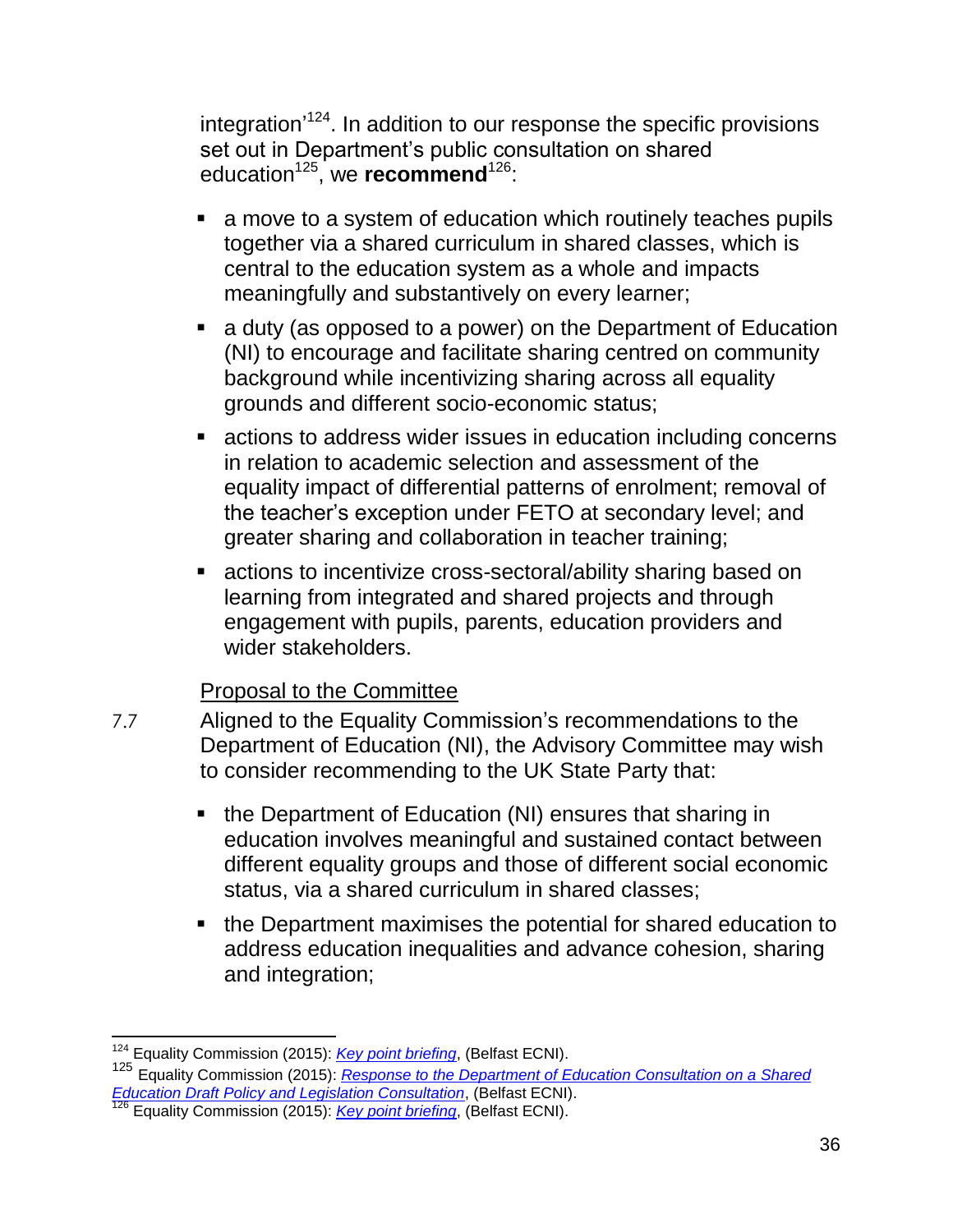integration'[124]. In addition to our response the specific provisions set out in Department's public consultation on shared education[125], we **recommend**[126]:

- a move to a system of education which routinely teaches pupils together via a shared curriculum in shared classes, which is central to the education system as a whole and impacts meaningfully and substantively on every learner;
- a duty (as opposed to a power) on the Department of Education (NI) to encourage and facilitate sharing centred on community background while incentivizing sharing across all equality grounds and different socio-economic status;
- actions to address wider issues in education including concerns in relation to academic selection and assessment of the equality impact of differential patterns of enrolment; removal of the teacher's exception under FETO at secondary level; and greater sharing and collaboration in teacher training;
- actions to incentivize cross-sectoral/ability sharing based on learning from integrated and shared projects and through engagement with pupils, parents, education providers and wider stakeholders.

<u>Proposal to the Committee</u>

7.7 Aligned to the Equality Commission's recommendations to the Department of Education (NI), the Advisory Committee may wish to consider recommending to the UK State Party that:

- the Department of Education (NI) ensures that sharing in education involves meaningful and sustained contact between different equality groups and those of different social economic status, via a shared curriculum in shared classes;
- the Department maximises the potential for shared education to address education inequalities and advance cohesion, sharing and integration;

---

[124] Equality Commission (2015): *Key point briefing*, (Belfast ECNI).

[125] Equality Commission (2015): *Response to the Department of Education Consultation on a Shared Education Draft Policy and Legislation Consultation*, (Belfast ECNI).

[126] Equality Commission (2015): *Key point briefing*, (Belfast ECNI).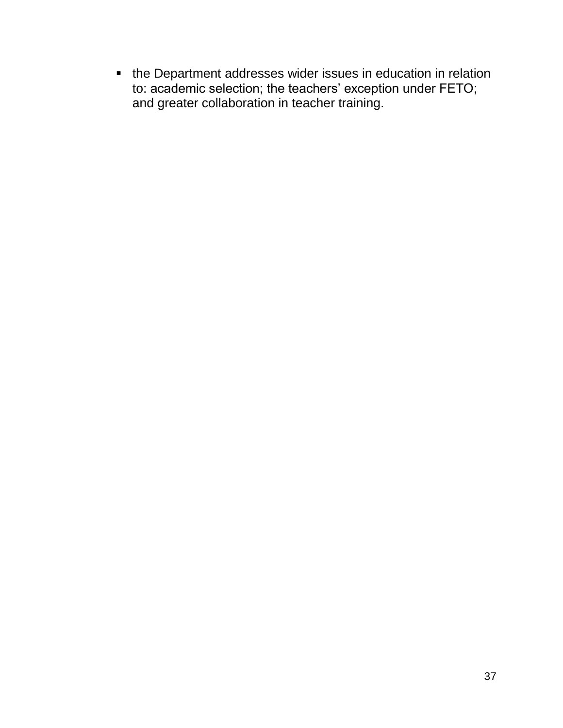- the Department addresses wider issues in education in relation to: academic selection; the teachers' exception under FETO; and greater collaboration in teacher training.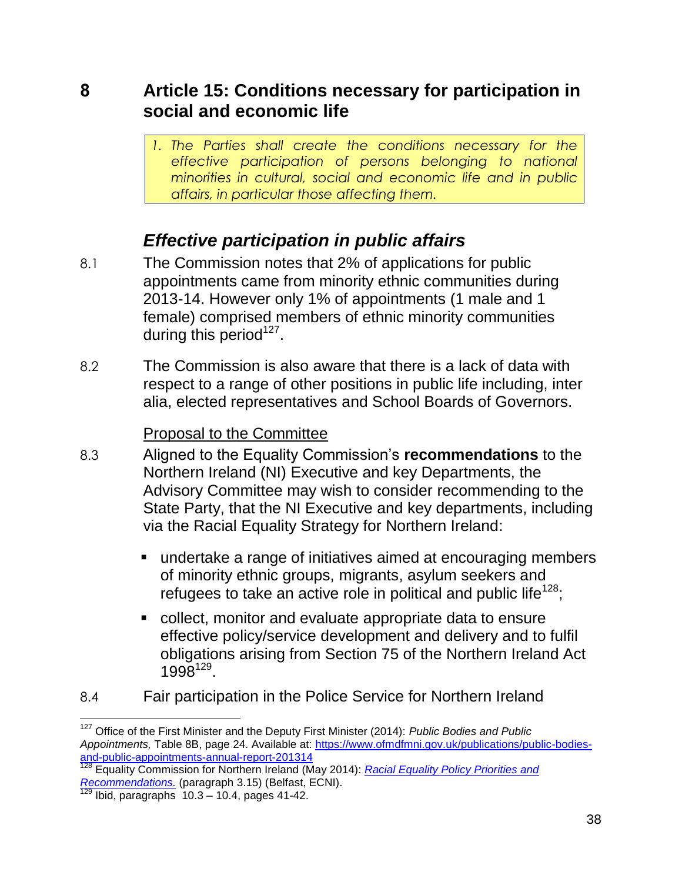## 8 Article 15: Conditions necessary for participation in social and economic life

> *1. The Parties shall create the conditions necessary for the effective participation of persons belonging to national minorities in cultural, social and economic life and in public affairs, in particular those affecting them.*

### *Effective participation in public affairs*

8.1 The Commission notes that 2% of applications for public appointments came from minority ethnic communities during 2013-14. However only 1% of appointments (1 male and 1 female) comprised members of ethnic minority communities during this period[127].

8.2 The Commission is also aware that there is a lack of data with respect to a range of other positions in public life including, inter alia, elected representatives and School Boards of Governors.

Proposal to the Committee

8.3 Aligned to the Equality Commission's **recommendations** to the Northern Ireland (NI) Executive and key Departments, the Advisory Committee may wish to consider recommending to the State Party, that the NI Executive and key departments, including via the Racial Equality Strategy for Northern Ireland:

- undertake a range of initiatives aimed at encouraging members of minority ethnic groups, migrants, asylum seekers and refugees to take an active role in political and public life[128];
- collect, monitor and evaluate appropriate data to ensure effective policy/service development and delivery and to fulfil obligations arising from Section 75 of the Northern Ireland Act 1998[129].

8.4 Fair participation in the Police Service for Northern Ireland

---

[127] Office of the First Minister and the Deputy First Minister (2014): *Public Bodies and Public Appointments,* Table 8B, page 24. Available at: https://www.ofmdfmni.gov.uk/publications/public-bodies-and-public-appointments-annual-report-201314

[128] Equality Commission for Northern Ireland (May 2014): *Racial Equality Policy Priorities and Recommendations.* (paragraph 3.15) (Belfast, ECNI).

[129] Ibid, paragraphs 10.3 – 10.4, pages 41-42.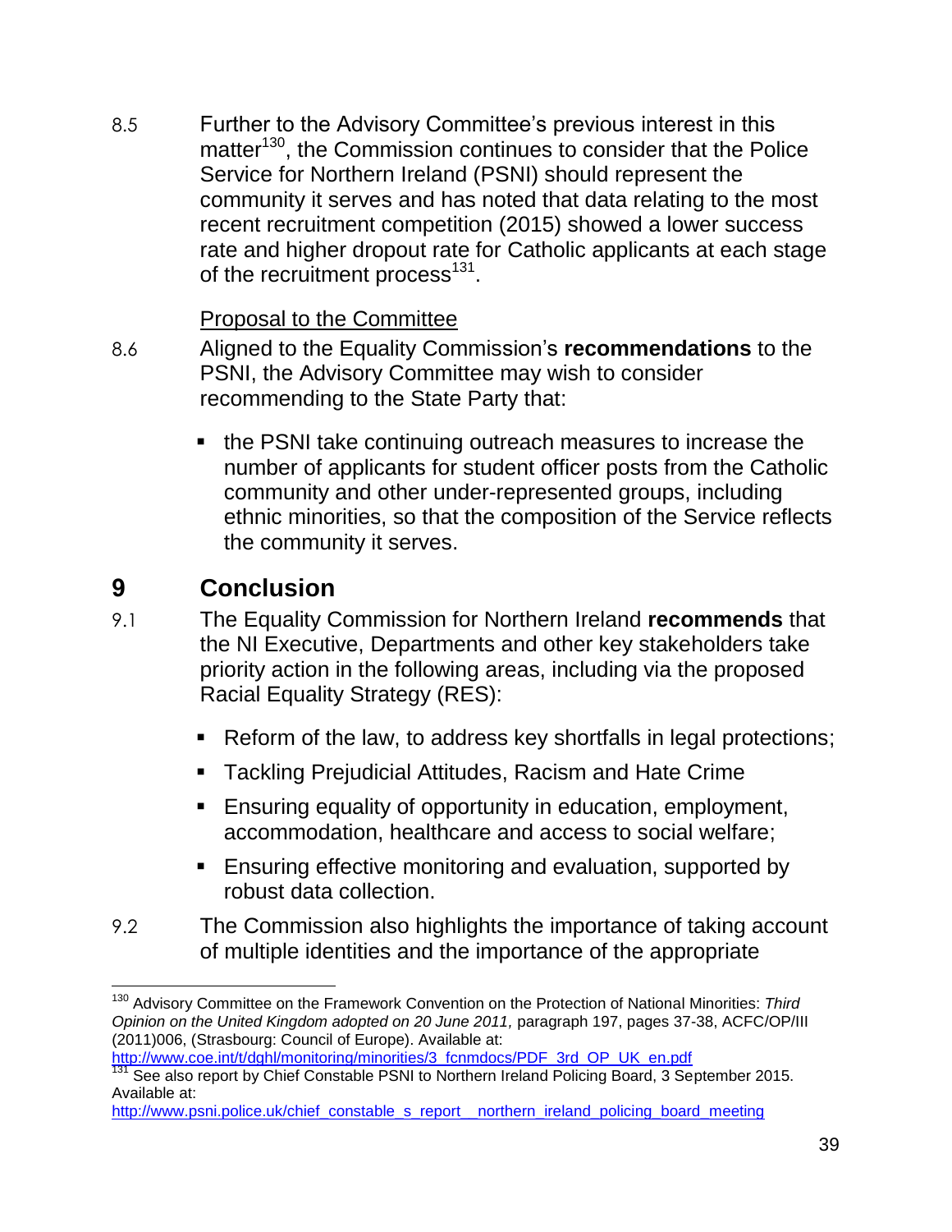8.5 Further to the Advisory Committee's previous interest in this matter[130], the Commission continues to consider that the Police Service for Northern Ireland (PSNI) should represent the community it serves and has noted that data relating to the most recent recruitment competition (2015) showed a lower success rate and higher dropout rate for Catholic applicants at each stage of the recruitment process[131].

Proposal to the Committee

8.6 Aligned to the Equality Commission's **recommendations** to the PSNI, the Advisory Committee may wish to consider recommending to the State Party that:

- the PSNI take continuing outreach measures to increase the number of applicants for student officer posts from the Catholic community and other under-represented groups, including ethnic minorities, so that the composition of the Service reflects the community it serves.

# 9 Conclusion

9.1 The Equality Commission for Northern Ireland **recommends** that the NI Executive, Departments and other key stakeholders take priority action in the following areas, including via the proposed Racial Equality Strategy (RES):

- Reform of the law, to address key shortfalls in legal protections;
- Tackling Prejudicial Attitudes, Racism and Hate Crime
- Ensuring equality of opportunity in education, employment, accommodation, healthcare and access to social welfare;
- Ensuring effective monitoring and evaluation, supported by robust data collection.

9.2 The Commission also highlights the importance of taking account of multiple identities and the importance of the appropriate

---

[130] Advisory Committee on the Framework Convention on the Protection of National Minorities: *Third Opinion on the United Kingdom adopted on 20 June 2011,* paragraph 197, pages 37-38, ACFC/OP/III (2011)006, (Strasbourg: Council of Europe). Available at: http://www.coe.int/t/dghl/monitoring/minorities/3_fcnmdocs/PDF_3rd_OP_UK_en.pdf

[131] See also report by Chief Constable PSNI to Northern Ireland Policing Board, 3 September 2015. Available at: http://www.psni.police.uk/chief_constable_s_report__northern_ireland_policing_board_meeting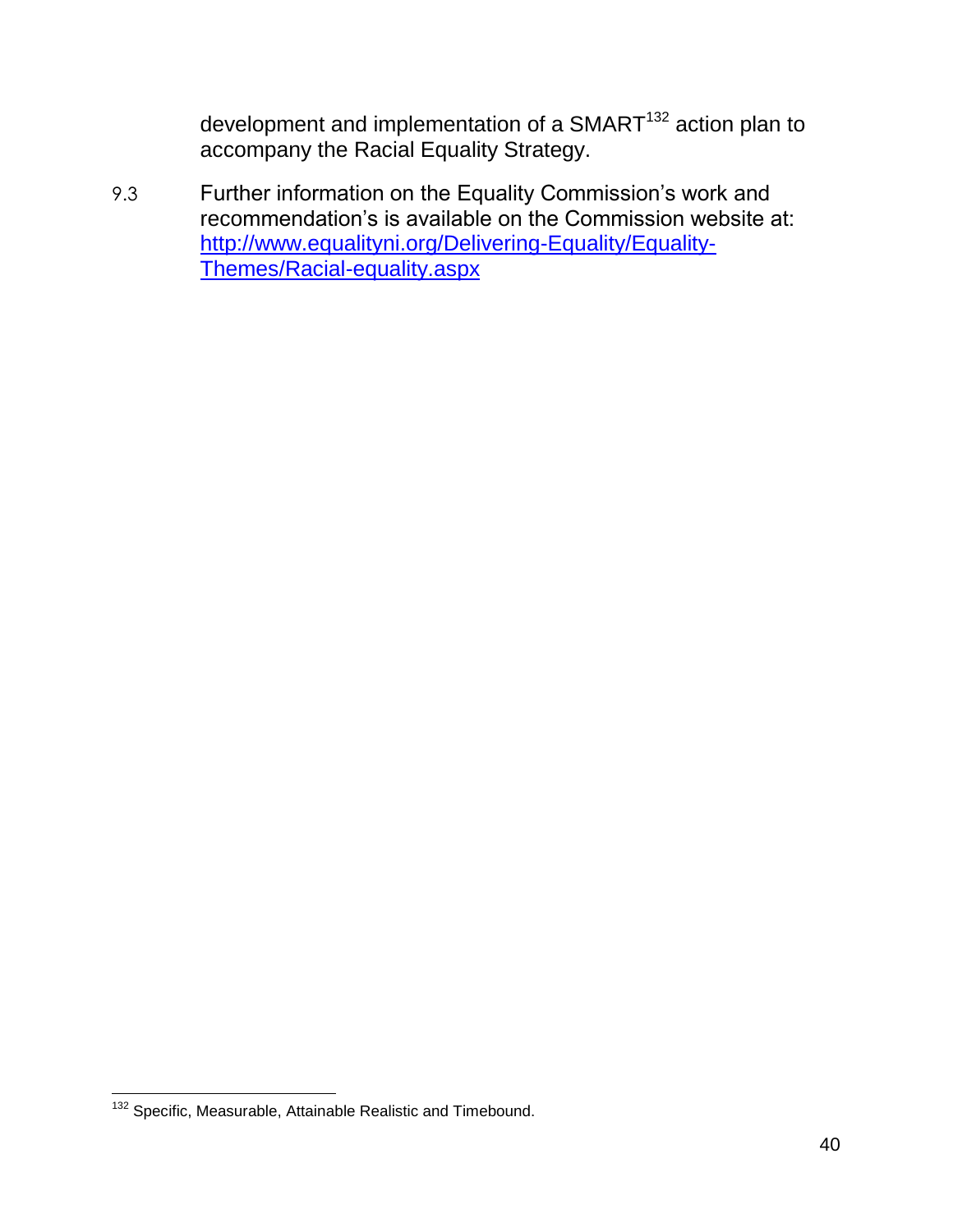development and implementation of a SMART[132] action plan to accompany the Racial Equality Strategy.

9.3 Further information on the Equality Commission's work and recommendation's is available on the Commission website at: [http://www.equalityni.org/Delivering-Equality/Equality-Themes/Racial-equality.aspx](http://www.equalityni.org/Delivering-Equality/Equality-Themes/Racial-equality.aspx)

---

[132] Specific, Measurable, Attainable Realistic and Timebound.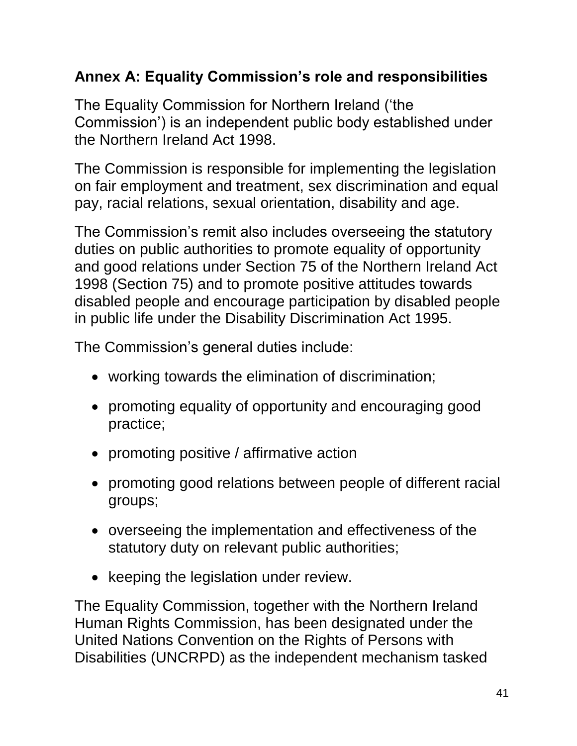## Annex A: Equality Commission's role and responsibilities

The Equality Commission for Northern Ireland ('the Commission') is an independent public body established under the Northern Ireland Act 1998.

The Commission is responsible for implementing the legislation on fair employment and treatment, sex discrimination and equal pay, racial relations, sexual orientation, disability and age.

The Commission's remit also includes overseeing the statutory duties on public authorities to promote equality of opportunity and good relations under Section 75 of the Northern Ireland Act 1998 (Section 75) and to promote positive attitudes towards disabled people and encourage participation by disabled people in public life under the Disability Discrimination Act 1995.

The Commission's general duties include:

- working towards the elimination of discrimination;
- promoting equality of opportunity and encouraging good practice;
- promoting positive / affirmative action
- promoting good relations between people of different racial groups;
- overseeing the implementation and effectiveness of the statutory duty on relevant public authorities;
- keeping the legislation under review.

The Equality Commission, together with the Northern Ireland Human Rights Commission, has been designated under the United Nations Convention on the Rights of Persons with Disabilities (UNCRPD) as the independent mechanism tasked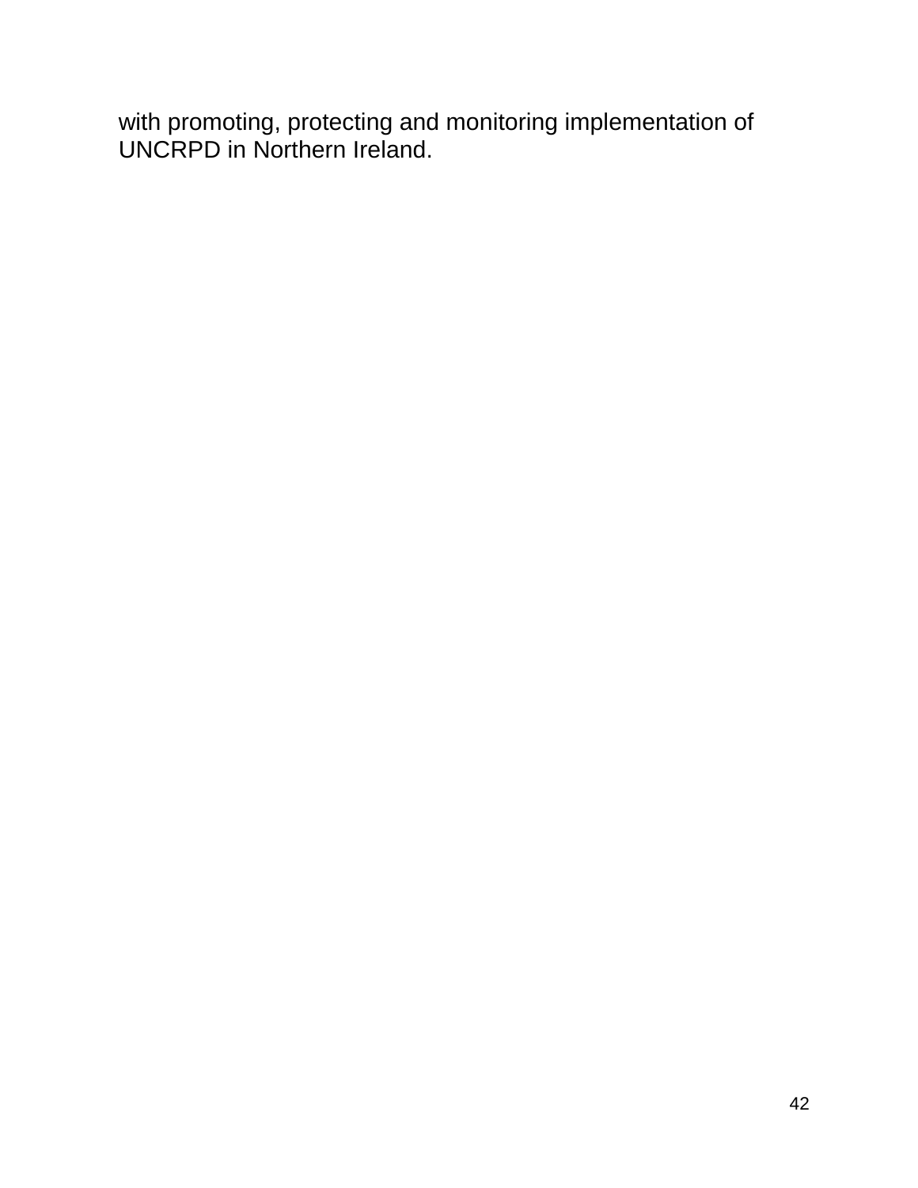with promoting, protecting and monitoring implementation of UNCRPD in Northern Ireland.